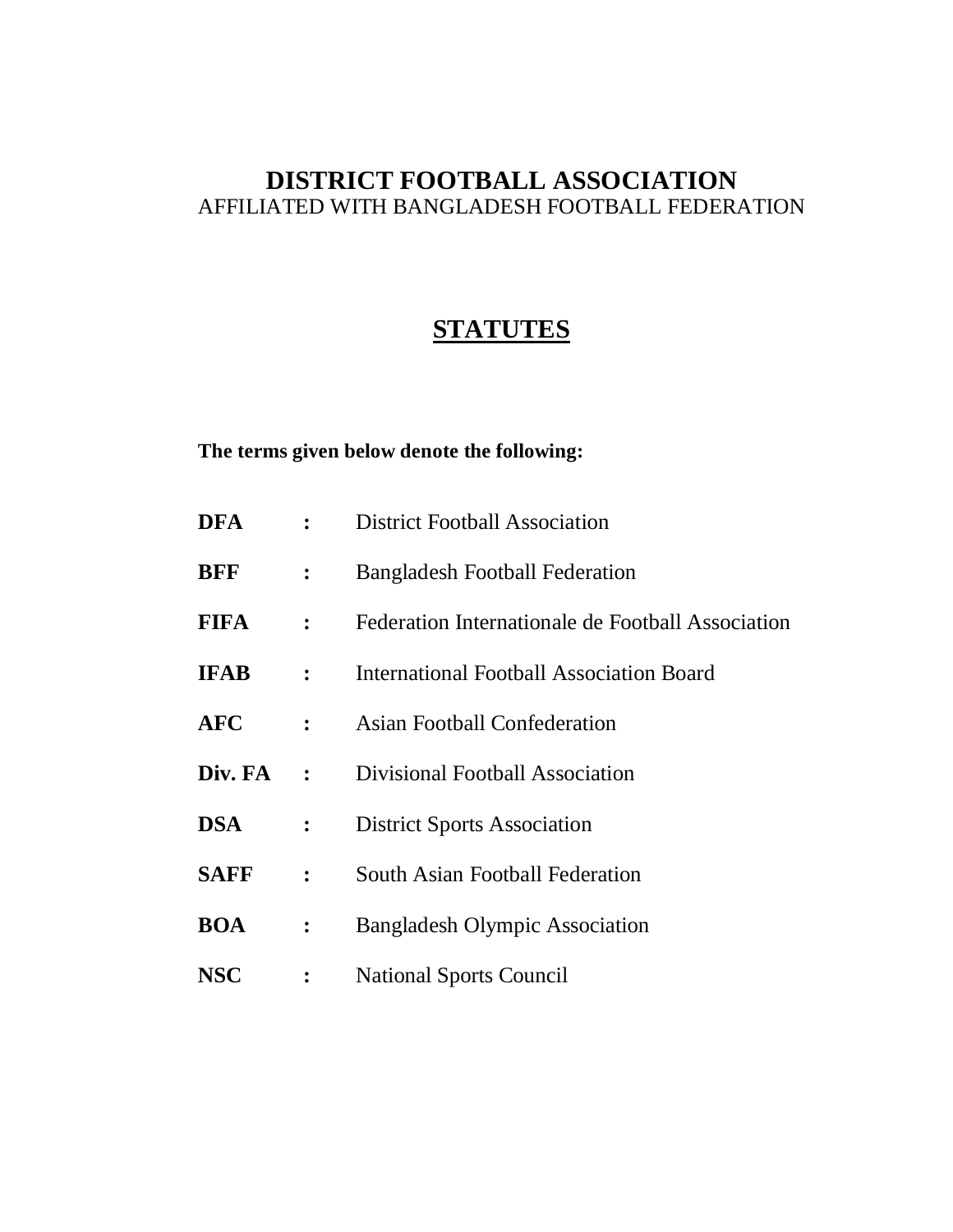# DISTRICT FOOTBALL ASSOCIATION

AFFILIATED WITH BANGLADESH FOOTBALL FEDERATION

## STATUTES

**The terms given below denote the following:**

| | | |
|---|---|---|
| **DFA** | **:** | District Football Association |
| **BFF** | **:** | Bangladesh Football Federation |
| **FIFA** | **:** | Federation Internationale de Football Association |
| **IFAB** | **:** | International Football Association Board |
| **AFC** | **:** | Asian Football Confederation |
| **Div. FA** | **:** | Divisional Football Association |
| **DSA** | **:** | District Sports Association |
| **SAFF** | **:** | South Asian Football Federation |
| **BOA** | **:** | Bangladesh Olympic Association |
| **NSC** | **:** | National Sports Council |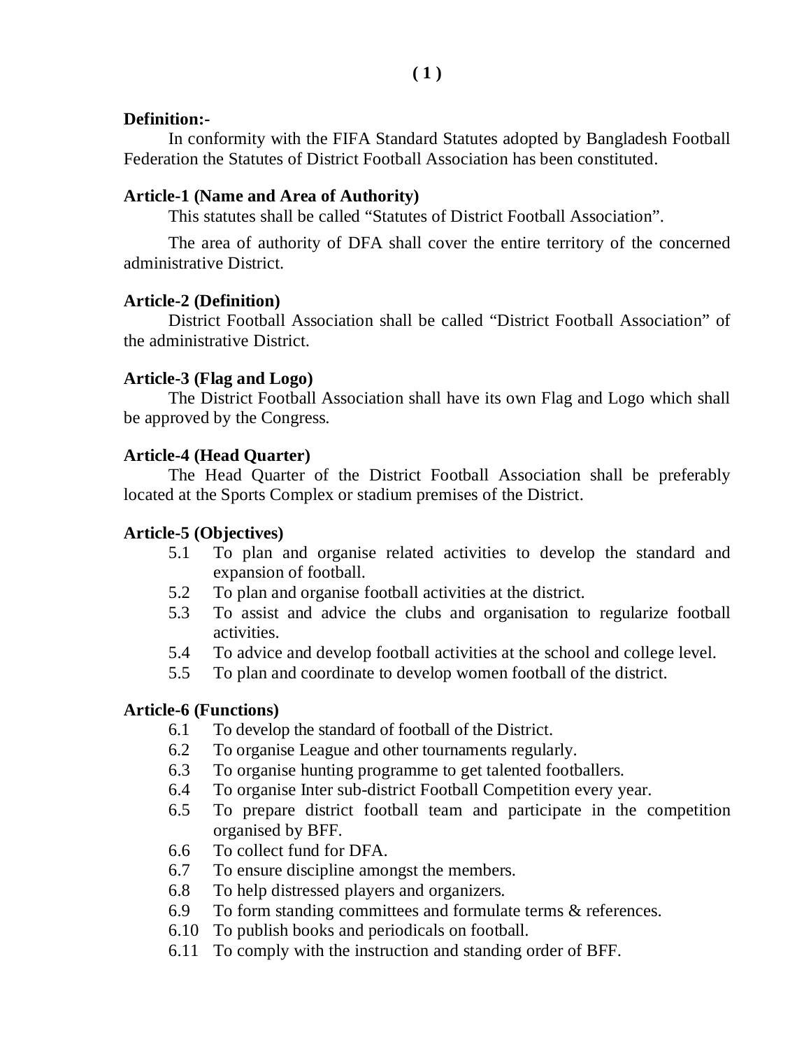**Definition:-**

In conformity with the FIFA Standard Statutes adopted by Bangladesh Football Federation the Statutes of District Football Association has been constituted.

**Article-1 (Name and Area of Authority)**

This statutes shall be called “Statutes of District Football Association”.

The area of authority of DFA shall cover the entire territory of the concerned administrative District.

**Article-2 (Definition)**

District Football Association shall be called “District Football Association” of the administrative District.

**Article-3 (Flag and Logo)**

The District Football Association shall have its own Flag and Logo which shall be approved by the Congress.

**Article-4 (Head Quarter)**

The Head Quarter of the District Football Association shall be preferably located at the Sports Complex or stadium premises of the District.

**Article-5 (Objectives)**

- 5.1 To plan and organise related activities to develop the standard and expansion of football.
- 5.2 To plan and organise football activities at the district.
- 5.3 To assist and advice the clubs and organisation to regularize football activities.
- 5.4 To advice and develop football activities at the school and college level.
- 5.5 To plan and coordinate to develop women football of the district.

**Article-6 (Functions)**

- 6.1 To develop the standard of football of the District.
- 6.2 To organise League and other tournaments regularly.
- 6.3 To organise hunting programme to get talented footballers.
- 6.4 To organise Inter sub-district Football Competition every year.
- 6.5 To prepare district football team and participate in the competition organised by BFF.
- 6.6 To collect fund for DFA.
- 6.7 To ensure discipline amongst the members.
- 6.8 To help distressed players and organizers.
- 6.9 To form standing committees and formulate terms & references.
- 6.10 To publish books and periodicals on football.
- 6.11 To comply with the instruction and standing order of BFF.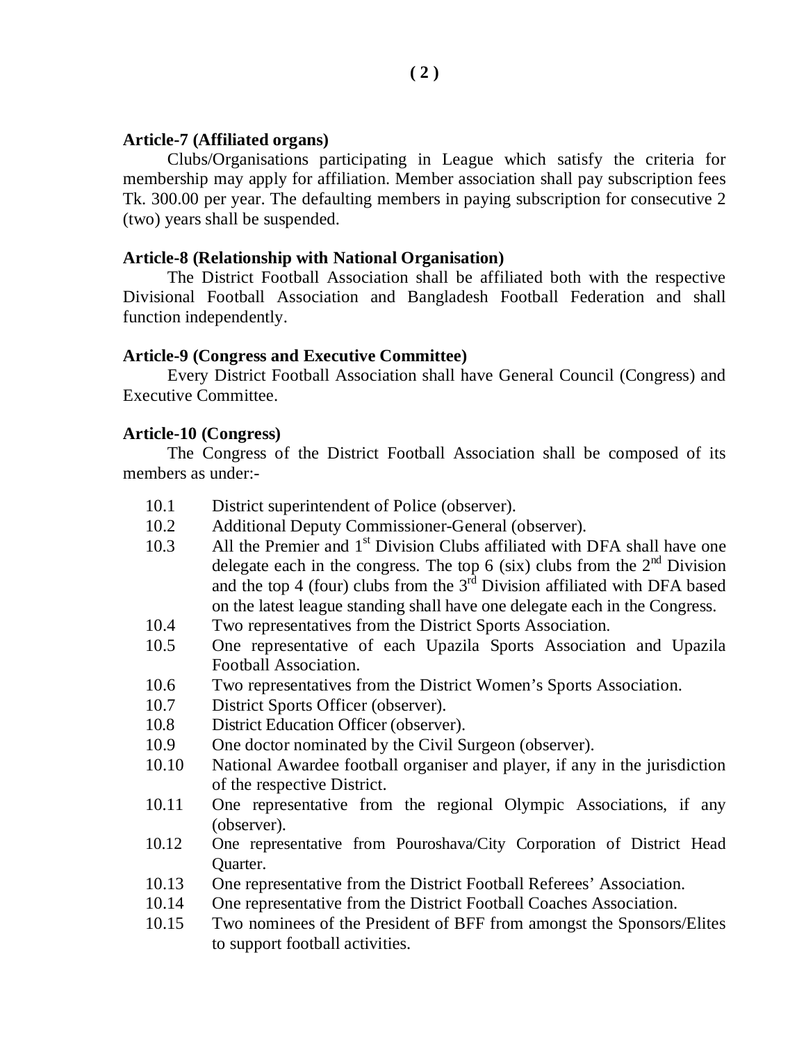**Article-7 (Affiliated organs)**

Clubs/Organisations participating in League which satisfy the criteria for membership may apply for affiliation. Member association shall pay subscription fees Tk. 300.00 per year. The defaulting members in paying subscription for consecutive 2 (two) years shall be suspended.

**Article-8 (Relationship with National Organisation)**

The District Football Association shall be affiliated both with the respective Divisional Football Association and Bangladesh Football Federation and shall function independently.

**Article-9 (Congress and Executive Committee)**

Every District Football Association shall have General Council (Congress) and Executive Committee.

**Article-10 (Congress)**

The Congress of the District Football Association shall be composed of its members as under:-

- 10.1 District superintendent of Police (observer).
- 10.2 Additional Deputy Commissioner-General (observer).
- 10.3 All the Premier and 1st Division Clubs affiliated with DFA shall have one delegate each in the congress. The top 6 (six) clubs from the 2nd Division and the top 4 (four) clubs from the 3rd Division affiliated with DFA based on the latest league standing shall have one delegate each in the Congress.
- 10.4 Two representatives from the District Sports Association.
- 10.5 One representative of each Upazila Sports Association and Upazila Football Association.
- 10.6 Two representatives from the District Women's Sports Association.
- 10.7 District Sports Officer (observer).
- 10.8 District Education Officer (observer).
- 10.9 One doctor nominated by the Civil Surgeon (observer).
- 10.10 National Awardee football organiser and player, if any in the jurisdiction of the respective District.
- 10.11 One representative from the regional Olympic Associations, if any (observer).
- 10.12 One representative from Pouroshava/City Corporation of District Head Quarter.
- 10.13 One representative from the District Football Referees' Association.
- 10.14 One representative from the District Football Coaches Association.
- 10.15 Two nominees of the President of BFF from amongst the Sponsors/Elites to support football activities.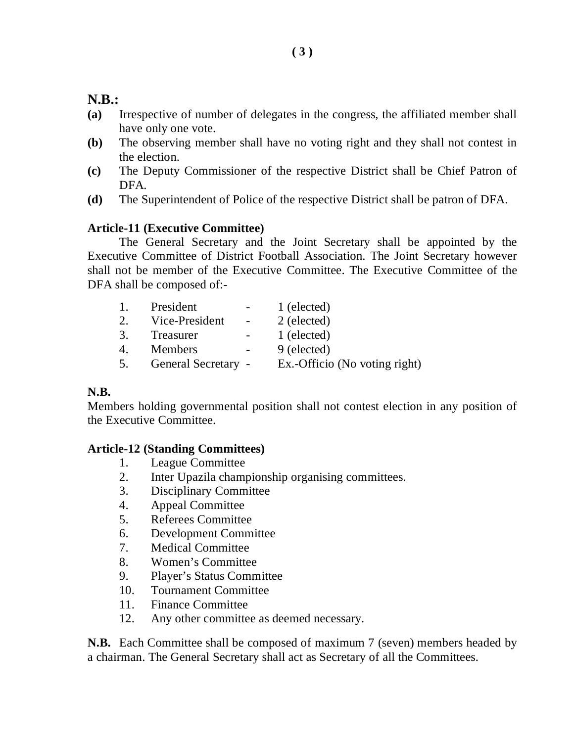**N.B.:**

**(a)** Irrespective of number of delegates in the congress, the affiliated member shall have only one vote.

**(b)** The observing member shall have no voting right and they shall not contest in the election.

**(c)** The Deputy Commissioner of the respective District shall be Chief Patron of DFA.

**(d)** The Superintendent of Police of the respective District shall be patron of DFA.

### Article-11 (Executive Committee)

The General Secretary and the Joint Secretary shall be appointed by the Executive Committee of District Football Association. The Joint Secretary however shall not be member of the Executive Committee. The Executive Committee of the DFA shall be composed of:-

1. President - 1 (elected)
2. Vice-President - 2 (elected)
3. Treasurer - 1 (elected)
4. Members - 9 (elected)
5. General Secretary - Ex.-Officio (No voting right)

**N.B.**

Members holding governmental position shall not contest election in any position of the Executive Committee.

### Article-12 (Standing Committees)

1. League Committee
2. Inter Upazila championship organising committees.
3. Disciplinary Committee
4. Appeal Committee
5. Referees Committee
6. Development Committee
7. Medical Committee
8. Women's Committee
9. Player's Status Committee
10. Tournament Committee
11. Finance Committee
12. Any other committee as deemed necessary.

**N.B.** Each Committee shall be composed of maximum 7 (seven) members headed by a chairman. The General Secretary shall act as Secretary of all the Committees.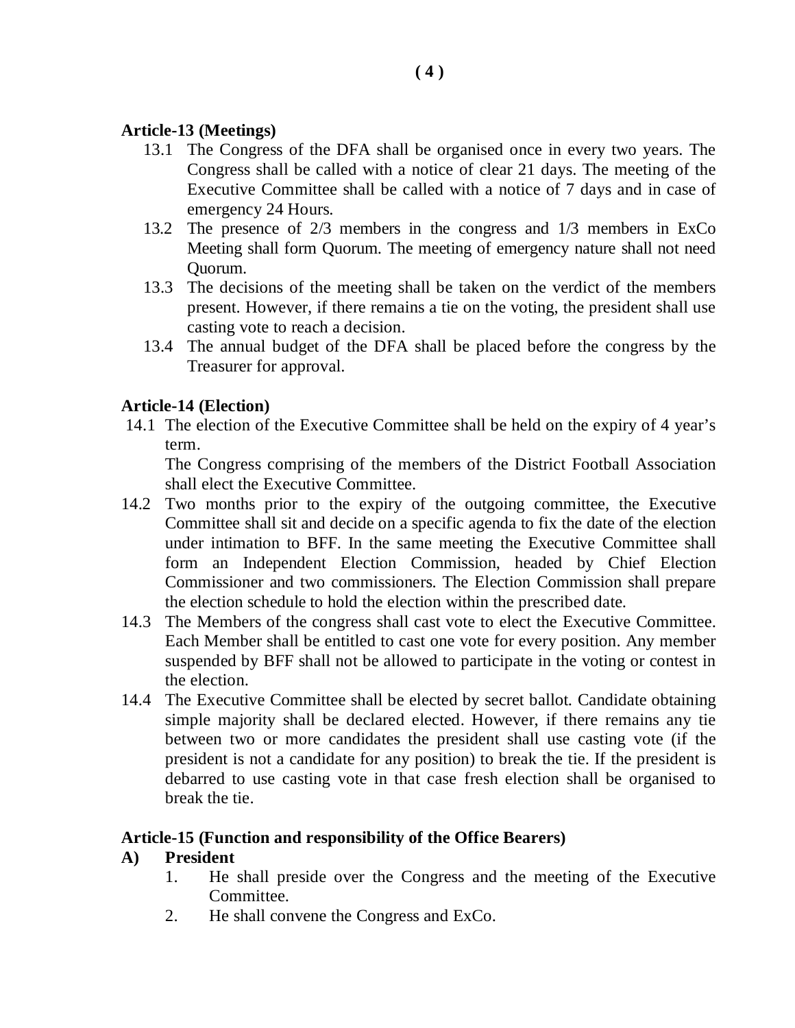**Article-13 (Meetings)**

13.1 The Congress of the DFA shall be organised once in every two years. The Congress shall be called with a notice of clear 21 days. The meeting of the Executive Committee shall be called with a notice of 7 days and in case of emergency 24 Hours.

13.2 The presence of 2/3 members in the congress and 1/3 members in ExCo Meeting shall form Quorum. The meeting of emergency nature shall not need Quorum.

13.3 The decisions of the meeting shall be taken on the verdict of the members present. However, if there remains a tie on the voting, the president shall use casting vote to reach a decision.

13.4 The annual budget of the DFA shall be placed before the congress by the Treasurer for approval.

**Article-14 (Election)**

14.1 The election of the Executive Committee shall be held on the expiry of 4 year's term.

The Congress comprising of the members of the District Football Association shall elect the Executive Committee.

14.2 Two months prior to the expiry of the outgoing committee, the Executive Committee shall sit and decide on a specific agenda to fix the date of the election under intimation to BFF. In the same meeting the Executive Committee shall form an Independent Election Commission, headed by Chief Election Commissioner and two commissioners. The Election Commission shall prepare the election schedule to hold the election within the prescribed date.

14.3 The Members of the congress shall cast vote to elect the Executive Committee. Each Member shall be entitled to cast one vote for every position. Any member suspended by BFF shall not be allowed to participate in the voting or contest in the election.

14.4 The Executive Committee shall be elected by secret ballot. Candidate obtaining simple majority shall be declared elected. However, if there remains any tie between two or more candidates the president shall use casting vote (if the president is not a candidate for any position) to break the tie. If the president is debarred to use casting vote in that case fresh election shall be organised to break the tie.

**Article-15 (Function and responsibility of the Office Bearers)**

**A) President**

1. He shall preside over the Congress and the meeting of the Executive Committee.
2. He shall convene the Congress and ExCo.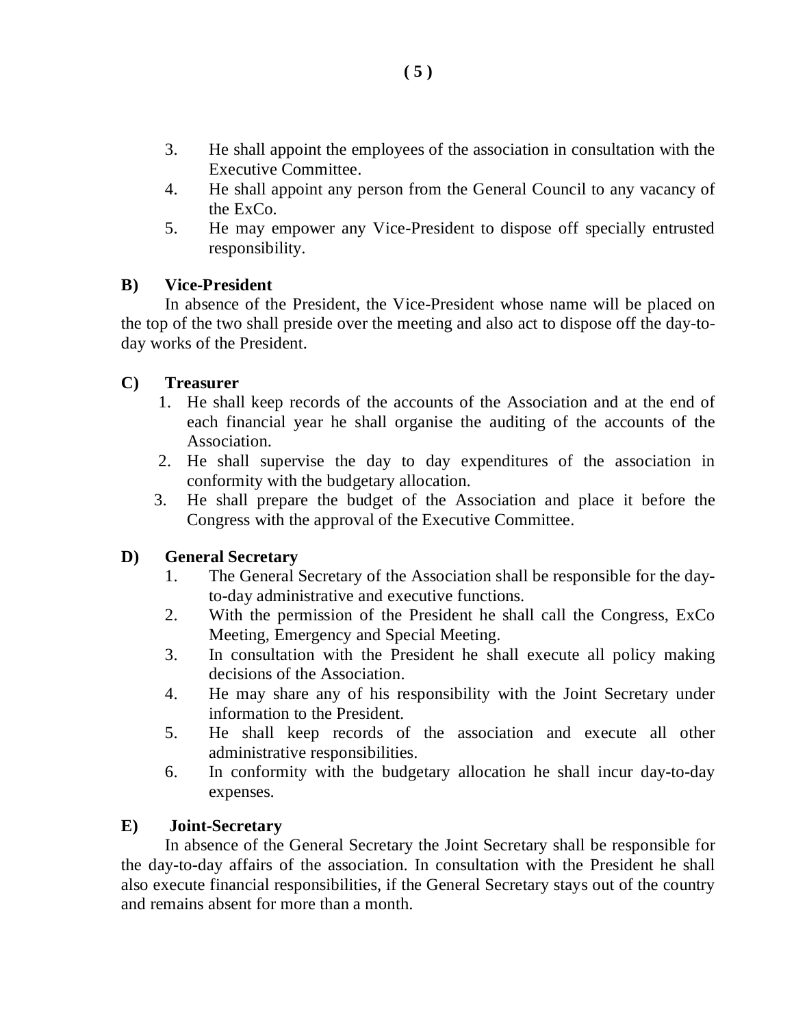3. He shall appoint the employees of the association in consultation with the Executive Committee.
4. He shall appoint any person from the General Council to any vacancy of the ExCo.
5. He may empower any Vice-President to dispose off specially entrusted responsibility.

**B) Vice-President**

In absence of the President, the Vice-President whose name will be placed on the top of the two shall preside over the meeting and also act to dispose off the day-to-day works of the President.

**C) Treasurer**

1. He shall keep records of the accounts of the Association and at the end of each financial year he shall organise the auditing of the accounts of the Association.
2. He shall supervise the day to day expenditures of the association in conformity with the budgetary allocation.
3. He shall prepare the budget of the Association and place it before the Congress with the approval of the Executive Committee.

**D) General Secretary**

1. The General Secretary of the Association shall be responsible for the day-to-day administrative and executive functions.
2. With the permission of the President he shall call the Congress, ExCo Meeting, Emergency and Special Meeting.
3. In consultation with the President he shall execute all policy making decisions of the Association.
4. He may share any of his responsibility with the Joint Secretary under information to the President.
5. He shall keep records of the association and execute all other administrative responsibilities.
6. In conformity with the budgetary allocation he shall incur day-to-day expenses.

**E) Joint-Secretary**

In absence of the General Secretary the Joint Secretary shall be responsible for the day-to-day affairs of the association. In consultation with the President he shall also execute financial responsibilities, if the General Secretary stays out of the country and remains absent for more than a month.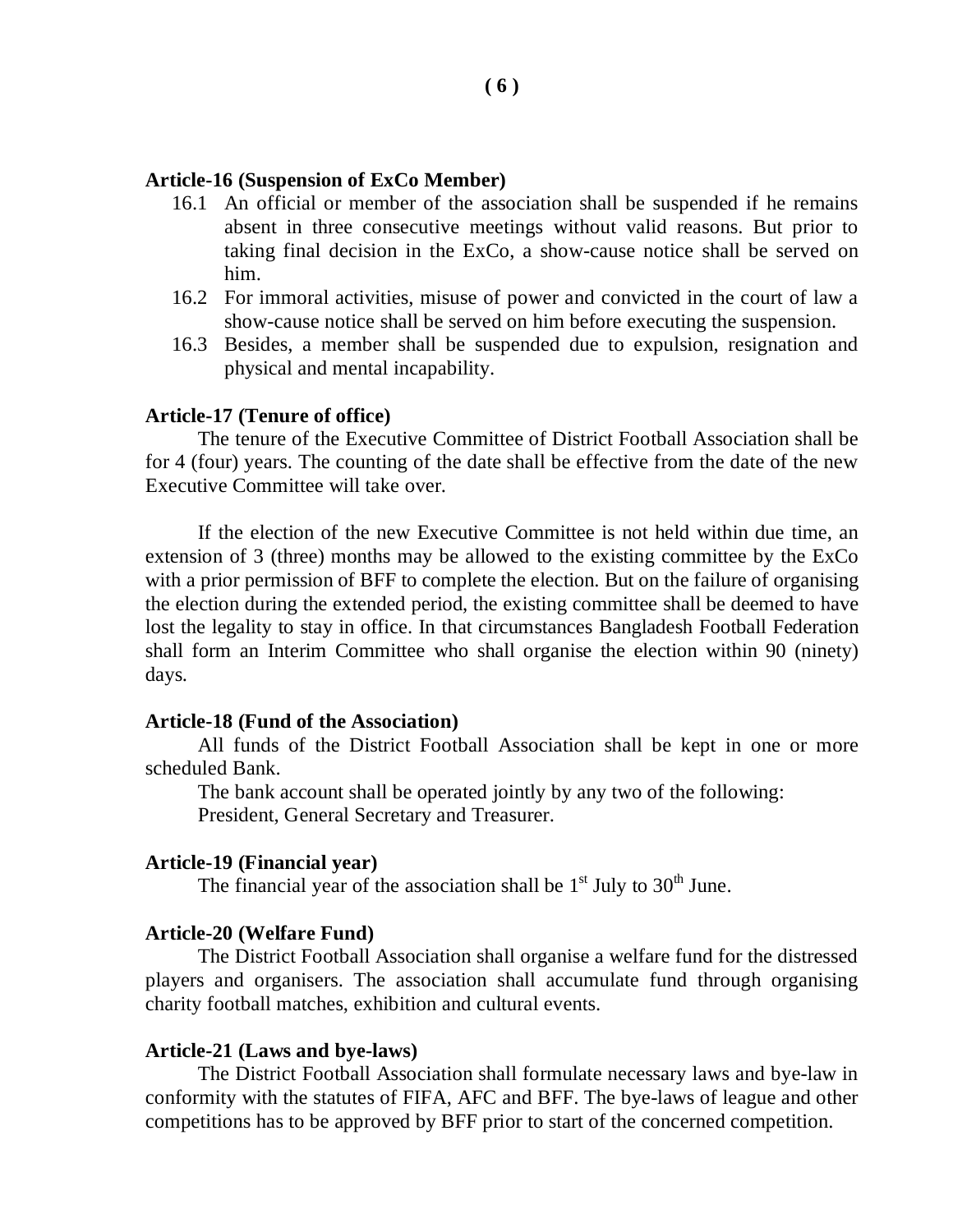**Article-16 (Suspension of ExCo Member)**

16.1 An official or member of the association shall be suspended if he remains absent in three consecutive meetings without valid reasons. But prior to taking final decision in the ExCo, a show-cause notice shall be served on him.

16.2 For immoral activities, misuse of power and convicted in the court of law a show-cause notice shall be served on him before executing the suspension.

16.3 Besides, a member shall be suspended due to expulsion, resignation and physical and mental incapability.

**Article-17 (Tenure of office)**

The tenure of the Executive Committee of District Football Association shall be for 4 (four) years. The counting of the date shall be effective from the date of the new Executive Committee will take over.

If the election of the new Executive Committee is not held within due time, an extension of 3 (three) months may be allowed to the existing committee by the ExCo with a prior permission of BFF to complete the election. But on the failure of organising the election during the extended period, the existing committee shall be deemed to have lost the legality to stay in office. In that circumstances Bangladesh Football Federation shall form an Interim Committee who shall organise the election within 90 (ninety) days.

**Article-18 (Fund of the Association)**

All funds of the District Football Association shall be kept in one or more scheduled Bank.

The bank account shall be operated jointly by any two of the following:
President, General Secretary and Treasurer.

**Article-19 (Financial year)**

The financial year of the association shall be 1st July to 30th June.

**Article-20 (Welfare Fund)**

The District Football Association shall organise a welfare fund for the distressed players and organisers. The association shall accumulate fund through organising charity football matches, exhibition and cultural events.

**Article-21 (Laws and bye-laws)**

The District Football Association shall formulate necessary laws and bye-law in conformity with the statutes of FIFA, AFC and BFF. The bye-laws of league and other competitions has to be approved by BFF prior to start of the concerned competition.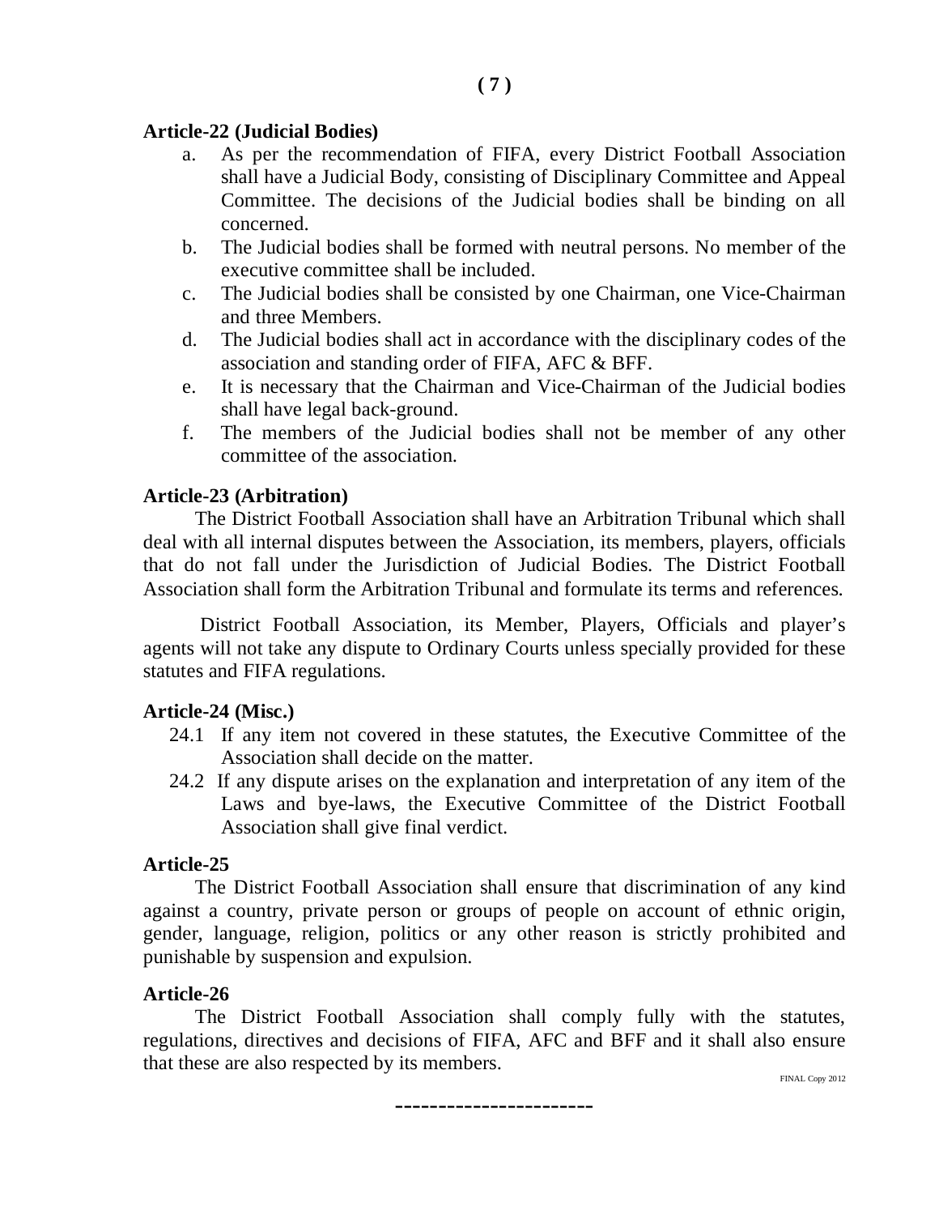**Article-22 (Judicial Bodies)**

a. As per the recommendation of FIFA, every District Football Association shall have a Judicial Body, consisting of Disciplinary Committee and Appeal Committee. The decisions of the Judicial bodies shall be binding on all concerned.
b. The Judicial bodies shall be formed with neutral persons. No member of the executive committee shall be included.
c. The Judicial bodies shall be consisted by one Chairman, one Vice-Chairman and three Members.
d. The Judicial bodies shall act in accordance with the disciplinary codes of the association and standing order of FIFA, AFC & BFF.
e. It is necessary that the Chairman and Vice-Chairman of the Judicial bodies shall have legal back-ground.
f. The members of the Judicial bodies shall not be member of any other committee of the association.

**Article-23 (Arbitration)**

The District Football Association shall have an Arbitration Tribunal which shall deal with all internal disputes between the Association, its members, players, officials that do not fall under the Jurisdiction of Judicial Bodies. The District Football Association shall form the Arbitration Tribunal and formulate its terms and references.

District Football Association, its Member, Players, Officials and player's agents will not take any dispute to Ordinary Courts unless specially provided for these statutes and FIFA regulations.

**Article-24 (Misc.)**

24.1 If any item not covered in these statutes, the Executive Committee of the Association shall decide on the matter.

24.2 If any dispute arises on the explanation and interpretation of any item of the Laws and bye-laws, the Executive Committee of the District Football Association shall give final verdict.

**Article-25**

The District Football Association shall ensure that discrimination of any kind against a country, private person or groups of people on account of ethnic origin, gender, language, religion, politics or any other reason is strictly prohibited and punishable by suspension and expulsion.

**Article-26**

The District Football Association shall comply fully with the statutes, regulations, directives and decisions of FIFA, AFC and BFF and it shall also ensure that these are also respected by its members.

FINAL Copy 2012

-----------------------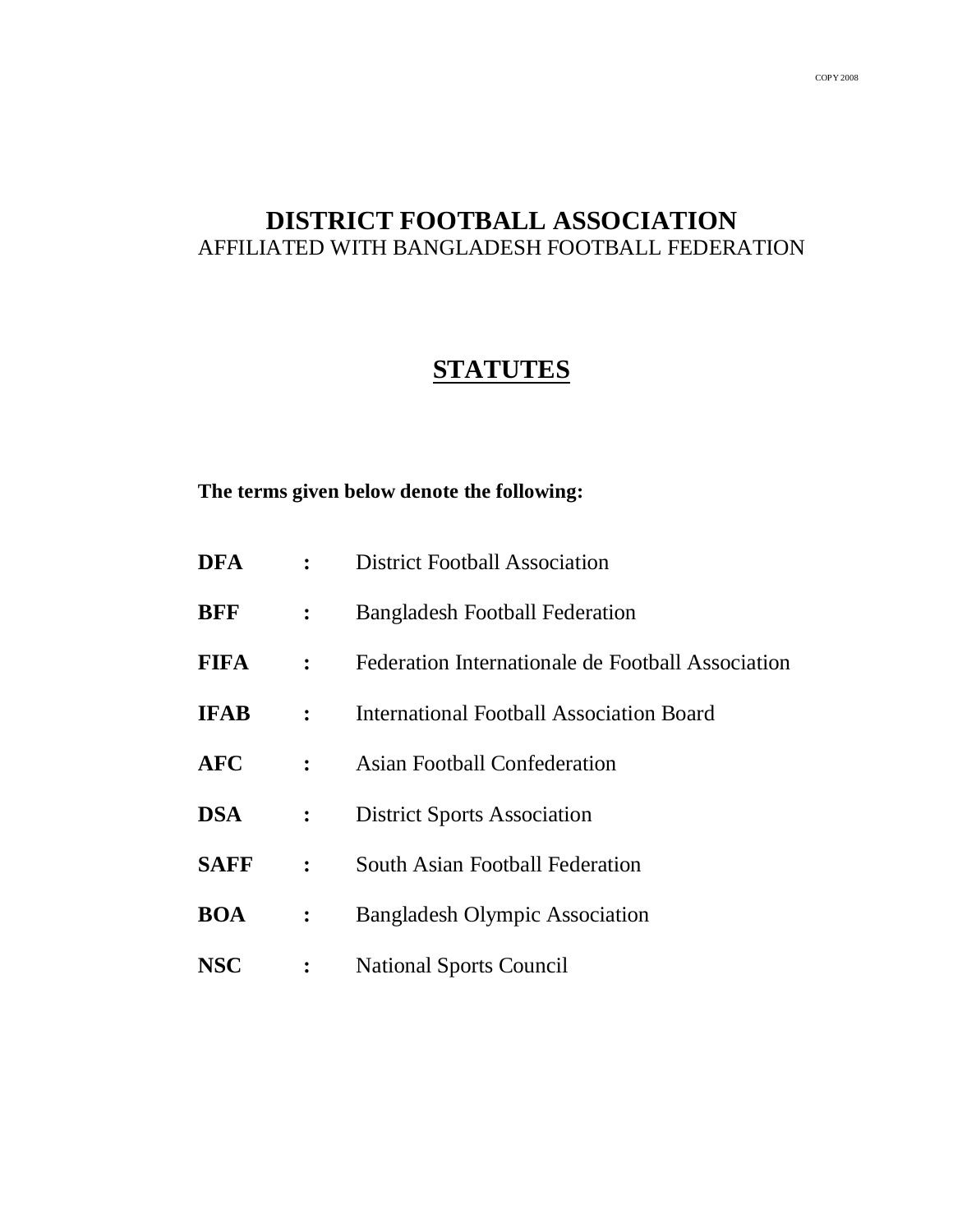COPY 2008

# DISTRICT FOOTBALL ASSOCIATION

AFFILIATED WITH BANGLADESH FOOTBALL FEDERATION

## STATUTES

**The terms given below denote the following:**

| | | |
|---|---|---|
| **DFA** | **:** | District Football Association |
| **BFF** | **:** | Bangladesh Football Federation |
| **FIFA** | **:** | Federation Internationale de Football Association |
| **IFAB** | **:** | International Football Association Board |
| **AFC** | **:** | Asian Football Confederation |
| **DSA** | **:** | District Sports Association |
| **SAFF** | **:** | South Asian Football Federation |
| **BOA** | **:** | Bangladesh Olympic Association |
| **NSC** | **:** | National Sports Council |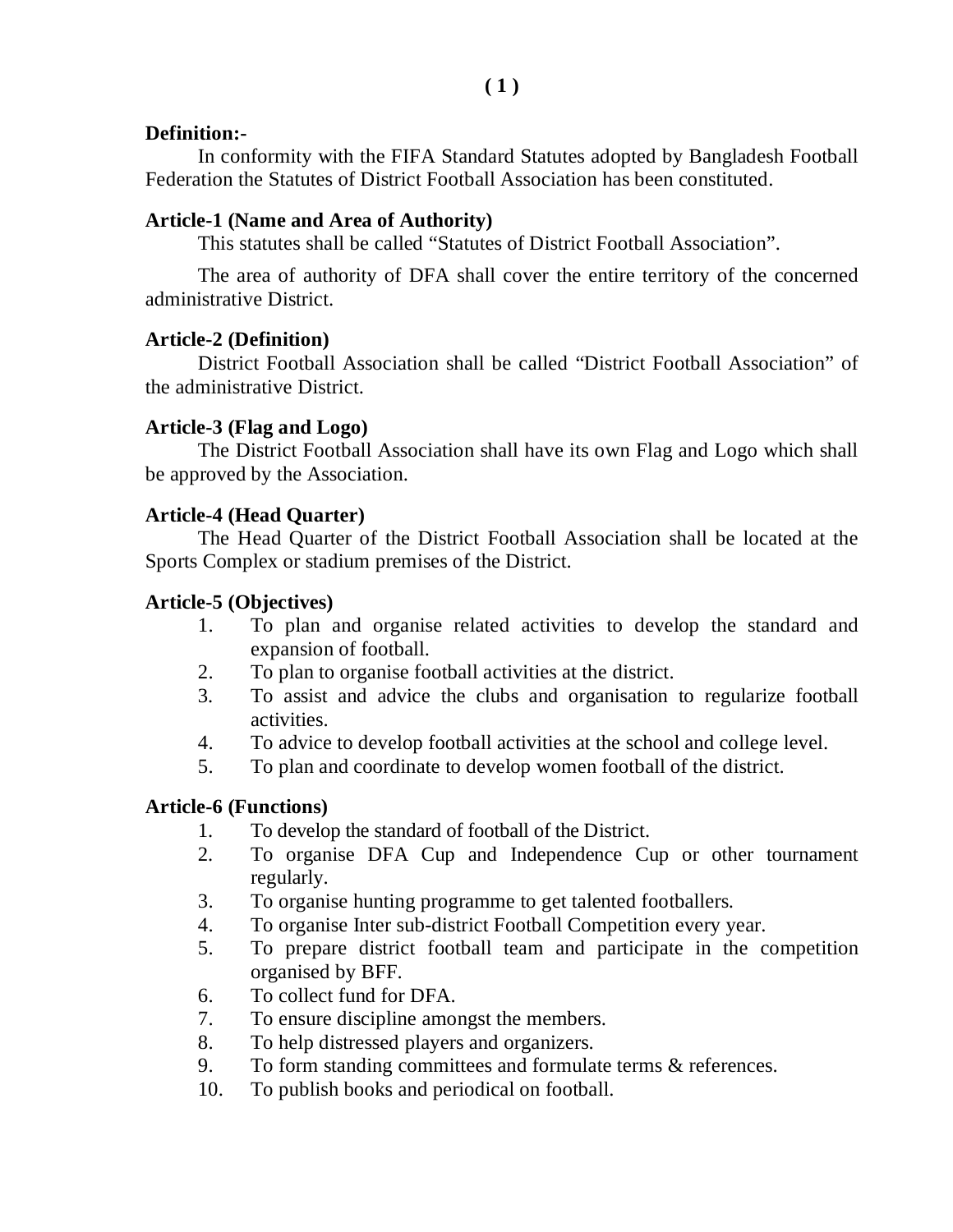**Definition:-**

In conformity with the FIFA Standard Statutes adopted by Bangladesh Football Federation the Statutes of District Football Association has been constituted.

**Article-1 (Name and Area of Authority)**

This statutes shall be called "Statutes of District Football Association".

The area of authority of DFA shall cover the entire territory of the concerned administrative District.

**Article-2 (Definition)**

District Football Association shall be called "District Football Association" of the administrative District.

**Article-3 (Flag and Logo)**

The District Football Association shall have its own Flag and Logo which shall be approved by the Association.

**Article-4 (Head Quarter)**

The Head Quarter of the District Football Association shall be located at the Sports Complex or stadium premises of the District.

**Article-5 (Objectives)**

1. To plan and organise related activities to develop the standard and expansion of football.
2. To plan to organise football activities at the district.
3. To assist and advice the clubs and organisation to regularize football activities.
4. To advice to develop football activities at the school and college level.
5. To plan and coordinate to develop women football of the district.

**Article-6 (Functions)**

1. To develop the standard of football of the District.
2. To organise DFA Cup and Independence Cup or other tournament regularly.
3. To organise hunting programme to get talented footballers.
4. To organise Inter sub-district Football Competition every year.
5. To prepare district football team and participate in the competition organised by BFF.
6. To collect fund for DFA.
7. To ensure discipline amongst the members.
8. To help distressed players and organizers.
9. To form standing committees and formulate terms & references.
10. To publish books and periodical on football.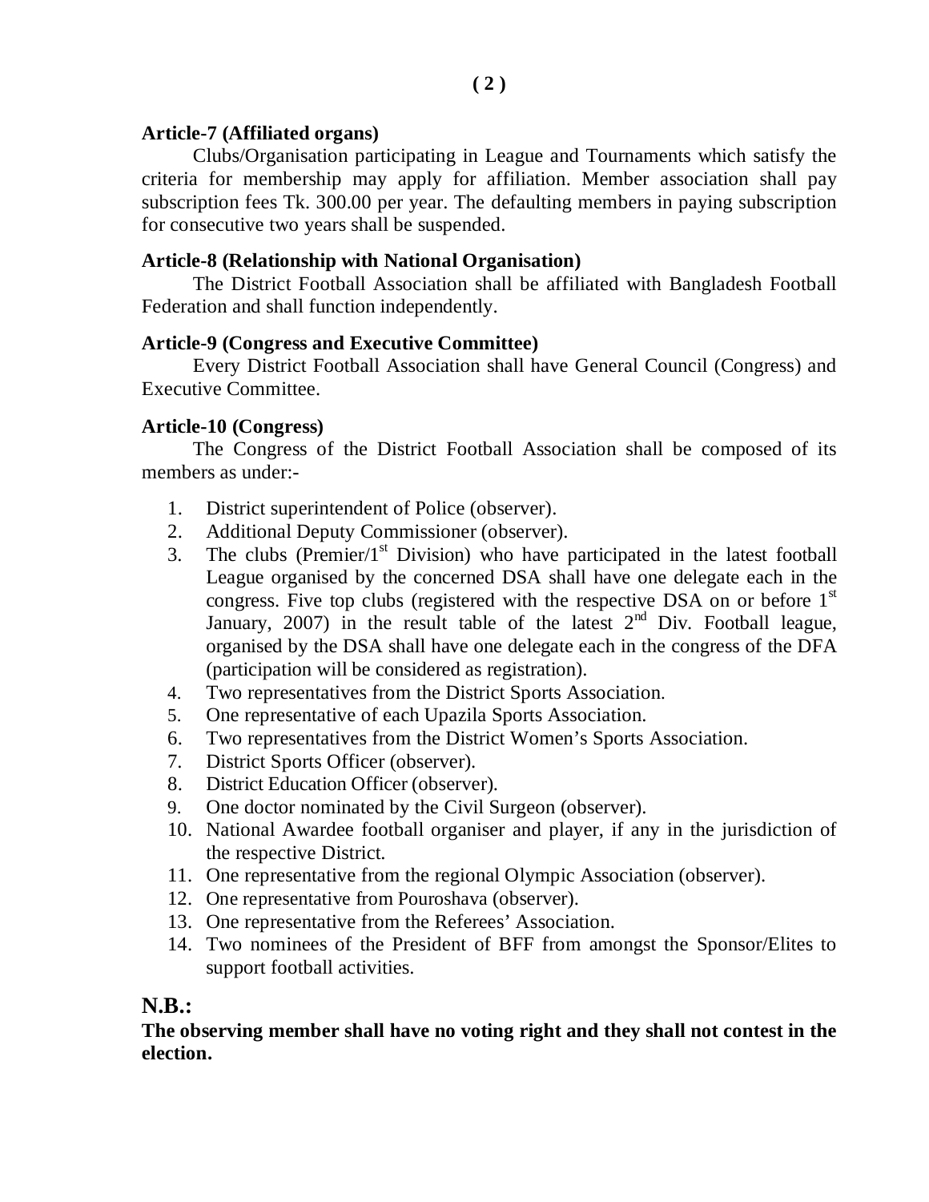**Article-7 (Affiliated organs)**

Clubs/Organisation participating in League and Tournaments which satisfy the criteria for membership may apply for affiliation. Member association shall pay subscription fees Tk. 300.00 per year. The defaulting members in paying subscription for consecutive two years shall be suspended.

**Article-8 (Relationship with National Organisation)**

The District Football Association shall be affiliated with Bangladesh Football Federation and shall function independently.

**Article-9 (Congress and Executive Committee)**

Every District Football Association shall have General Council (Congress) and Executive Committee.

**Article-10 (Congress)**

The Congress of the District Football Association shall be composed of its members as under:-

1. District superintendent of Police (observer).
2. Additional Deputy Commissioner (observer).
3. The clubs (Premier/1st Division) who have participated in the latest football League organised by the concerned DSA shall have one delegate each in the congress. Five top clubs (registered with the respective DSA on or before 1st January, 2007) in the result table of the latest 2nd Div. Football league, organised by the DSA shall have one delegate each in the congress of the DFA (participation will be considered as registration).
4. Two representatives from the District Sports Association.
5. One representative of each Upazila Sports Association.
6. Two representatives from the District Women's Sports Association.
7. District Sports Officer (observer).
8. District Education Officer (observer).
9. One doctor nominated by the Civil Surgeon (observer).
10. National Awardee football organiser and player, if any in the jurisdiction of the respective District.
11. One representative from the regional Olympic Association (observer).
12. One representative from Pouroshava (observer).
13. One representative from the Referees' Association.
14. Two nominees of the President of BFF from amongst the Sponsor/Elites to support football activities.

## N.B.:

**The observing member shall have no voting right and they shall not contest in the election.**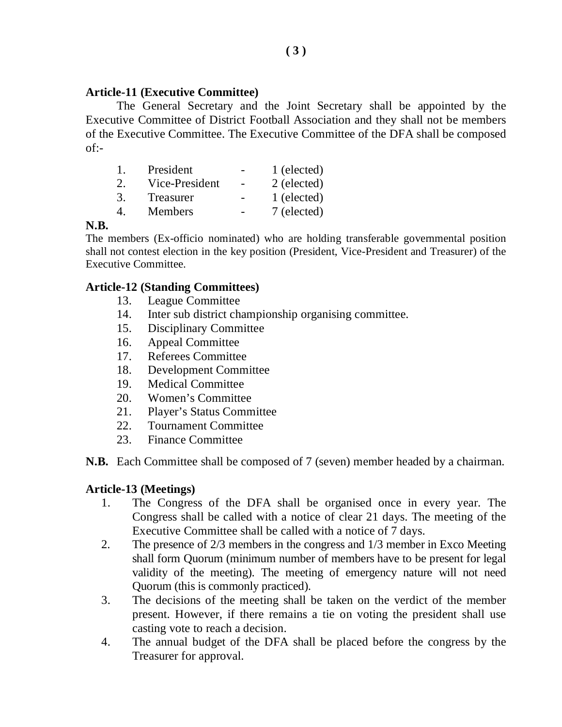**Article-11 (Executive Committee)**

The General Secretary and the Joint Secretary shall be appointed by the Executive Committee of District Football Association and they shall not be members of the Executive Committee. The Executive Committee of the DFA shall be composed of:-

| | | | |
|---|---|---|---|
| 1. | President | - | 1 (elected) |
| 2. | Vice-President | - | 2 (elected) |
| 3. | Treasurer | - | 1 (elected) |
| 4. | Members | - | 7 (elected) |

**N.B.**

The members (Ex-officio nominated) who are holding transferable governmental position shall not contest election in the key position (President, Vice-President and Treasurer) of the Executive Committee.

**Article-12 (Standing Committees)**

13. League Committee
14. Inter sub district championship organising committee.
15. Disciplinary Committee
16. Appeal Committee
17. Referees Committee
18. Development Committee
19. Medical Committee
20. Women's Committee
21. Player's Status Committee
22. Tournament Committee
23. Finance Committee

**N.B.** Each Committee shall be composed of 7 (seven) member headed by a chairman.

**Article-13 (Meetings)**

1. The Congress of the DFA shall be organised once in every year. The Congress shall be called with a notice of clear 21 days. The meeting of the Executive Committee shall be called with a notice of 7 days.
2. The presence of 2/3 members in the congress and 1/3 member in Exco Meeting shall form Quorum (minimum number of members have to be present for legal validity of the meeting). The meeting of emergency nature will not need Quorum (this is commonly practiced).
3. The decisions of the meeting shall be taken on the verdict of the member present. However, if there remains a tie on voting the president shall use casting vote to reach a decision.
4. The annual budget of the DFA shall be placed before the congress by the Treasurer for approval.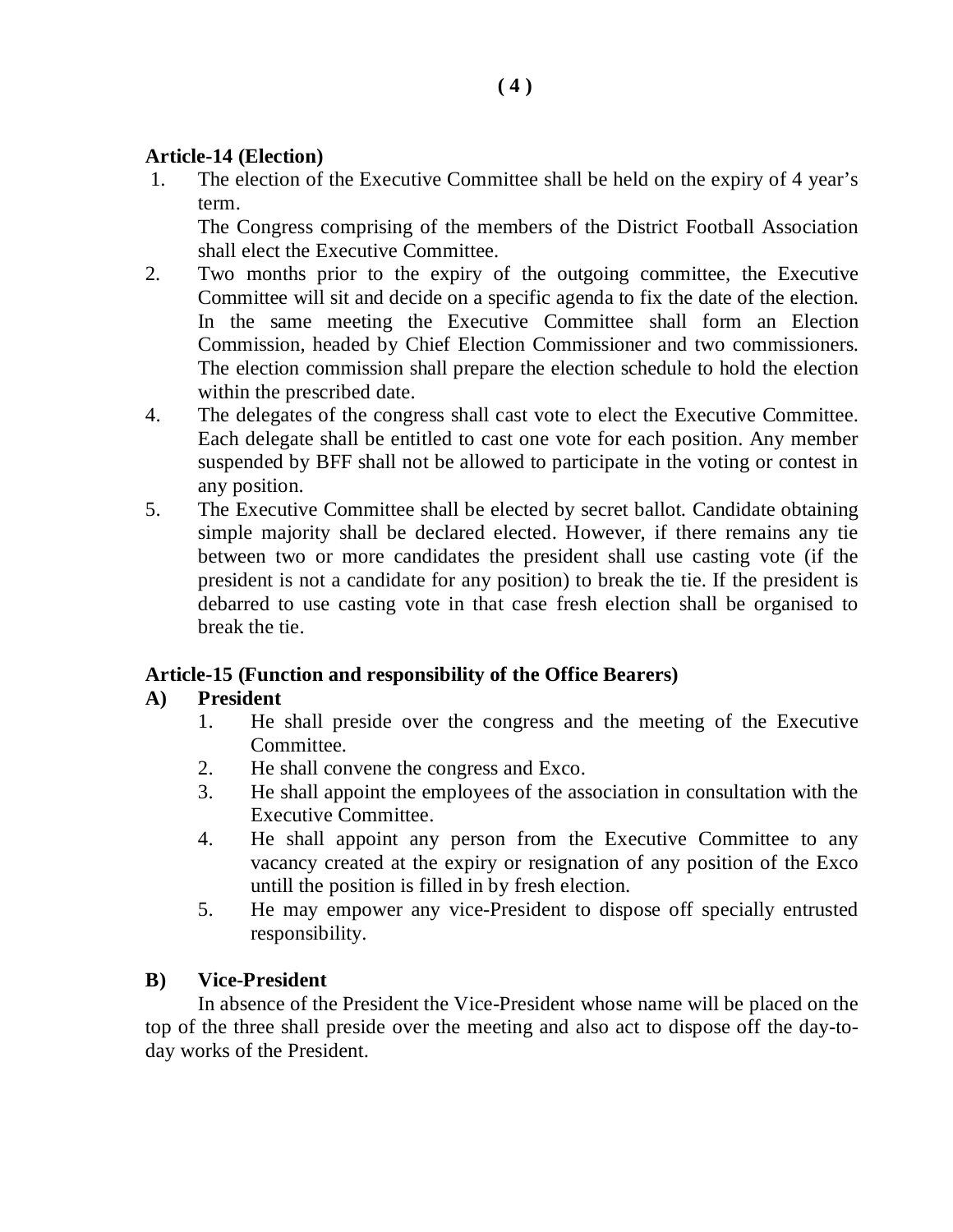**Article-14 (Election)**

1. The election of the Executive Committee shall be held on the expiry of 4 year's term.

   The Congress comprising of the members of the District Football Association shall elect the Executive Committee.
2. Two months prior to the expiry of the outgoing committee, the Executive Committee will sit and decide on a specific agenda to fix the date of the election. In the same meeting the Executive Committee shall form an Election Commission, headed by Chief Election Commissioner and two commissioners. The election commission shall prepare the election schedule to hold the election within the prescribed date.
4. The delegates of the congress shall cast vote to elect the Executive Committee. Each delegate shall be entitled to cast one vote for each position. Any member suspended by BFF shall not be allowed to participate in the voting or contest in any position.
5. The Executive Committee shall be elected by secret ballot. Candidate obtaining simple majority shall be declared elected. However, if there remains any tie between two or more candidates the president shall use casting vote (if the president is not a candidate for any position) to break the tie. If the president is debarred to use casting vote in that case fresh election shall be organised to break the tie.

**Article-15 (Function and responsibility of the Office Bearers)**

**A) President**

1. He shall preside over the congress and the meeting of the Executive Committee.
2. He shall convene the congress and Exco.
3. He shall appoint the employees of the association in consultation with the Executive Committee.
4. He shall appoint any person from the Executive Committee to any vacancy created at the expiry or resignation of any position of the Exco untill the position is filled in by fresh election.
5. He may empower any vice-President to dispose off specially entrusted responsibility.

**B) Vice-President**

In absence of the President the Vice-President whose name will be placed on the top of the three shall preside over the meeting and also act to dispose off the day-to-day works of the President.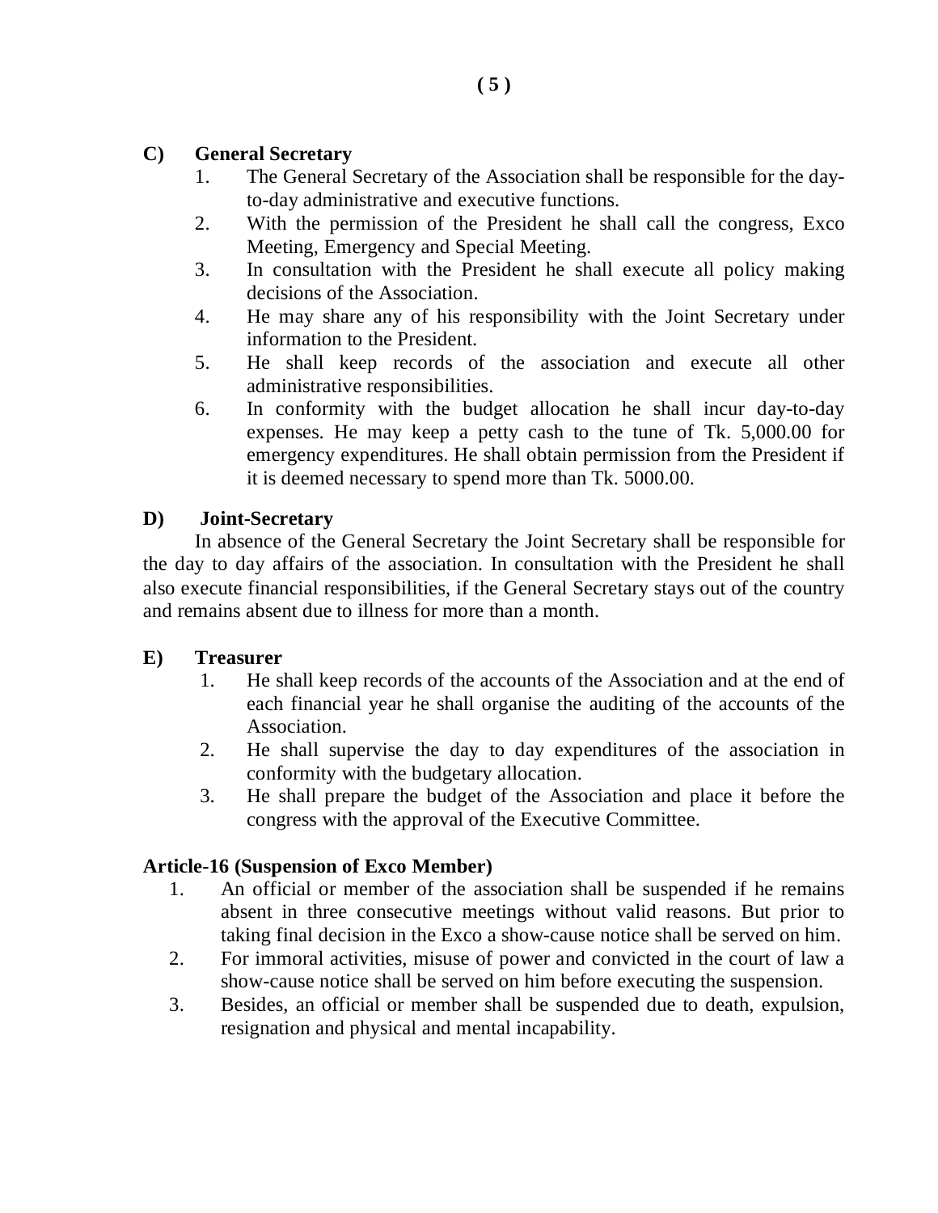**C) General Secretary**

1. The General Secretary of the Association shall be responsible for the day-to-day administrative and executive functions.
2. With the permission of the President he shall call the congress, Exco Meeting, Emergency and Special Meeting.
3. In consultation with the President he shall execute all policy making decisions of the Association.
4. He may share any of his responsibility with the Joint Secretary under information to the President.
5. He shall keep records of the association and execute all other administrative responsibilities.
6. In conformity with the budget allocation he shall incur day-to-day expenses. He may keep a petty cash to the tune of Tk. 5,000.00 for emergency expenditures. He shall obtain permission from the President if it is deemed necessary to spend more than Tk. 5000.00.

**D) Joint-Secretary**

In absence of the General Secretary the Joint Secretary shall be responsible for the day to day affairs of the association. In consultation with the President he shall also execute financial responsibilities, if the General Secretary stays out of the country and remains absent due to illness for more than a month.

**E) Treasurer**

1. He shall keep records of the accounts of the Association and at the end of each financial year he shall organise the auditing of the accounts of the Association.
2. He shall supervise the day to day expenditures of the association in conformity with the budgetary allocation.
3. He shall prepare the budget of the Association and place it before the congress with the approval of the Executive Committee.

**Article-16 (Suspension of Exco Member)**

1. An official or member of the association shall be suspended if he remains absent in three consecutive meetings without valid reasons. But prior to taking final decision in the Exco a show-cause notice shall be served on him.
2. For immoral activities, misuse of power and convicted in the court of law a show-cause notice shall be served on him before executing the suspension.
3. Besides, an official or member shall be suspended due to death, expulsion, resignation and physical and mental incapability.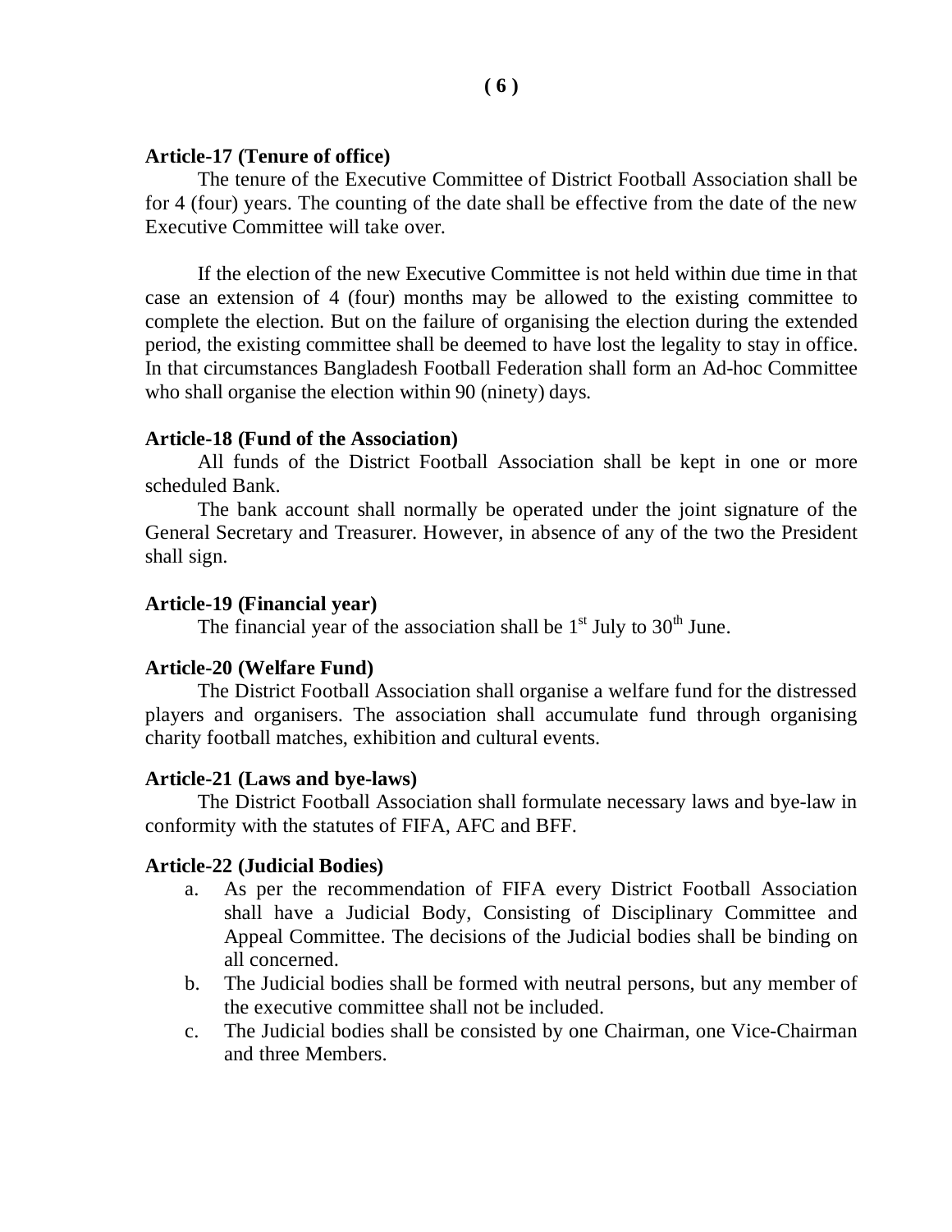**Article-17 (Tenure of office)**

The tenure of the Executive Committee of District Football Association shall be for 4 (four) years. The counting of the date shall be effective from the date of the new Executive Committee will take over.

If the election of the new Executive Committee is not held within due time in that case an extension of 4 (four) months may be allowed to the existing committee to complete the election. But on the failure of organising the election during the extended period, the existing committee shall be deemed to have lost the legality to stay in office. In that circumstances Bangladesh Football Federation shall form an Ad-hoc Committee who shall organise the election within 90 (ninety) days.

**Article-18 (Fund of the Association)**

All funds of the District Football Association shall be kept in one or more scheduled Bank.

The bank account shall normally be operated under the joint signature of the General Secretary and Treasurer. However, in absence of any of the two the President shall sign.

**Article-19 (Financial year)**

The financial year of the association shall be 1st July to 30th June.

**Article-20 (Welfare Fund)**

The District Football Association shall organise a welfare fund for the distressed players and organisers. The association shall accumulate fund through organising charity football matches, exhibition and cultural events.

**Article-21 (Laws and bye-laws)**

The District Football Association shall formulate necessary laws and bye-law in conformity with the statutes of FIFA, AFC and BFF.

**Article-22 (Judicial Bodies)**

a. As per the recommendation of FIFA every District Football Association shall have a Judicial Body, Consisting of Disciplinary Committee and Appeal Committee. The decisions of the Judicial bodies shall be binding on all concerned.
b. The Judicial bodies shall be formed with neutral persons, but any member of the executive committee shall not be included.
c. The Judicial bodies shall be consisted by one Chairman, one Vice-Chairman and three Members.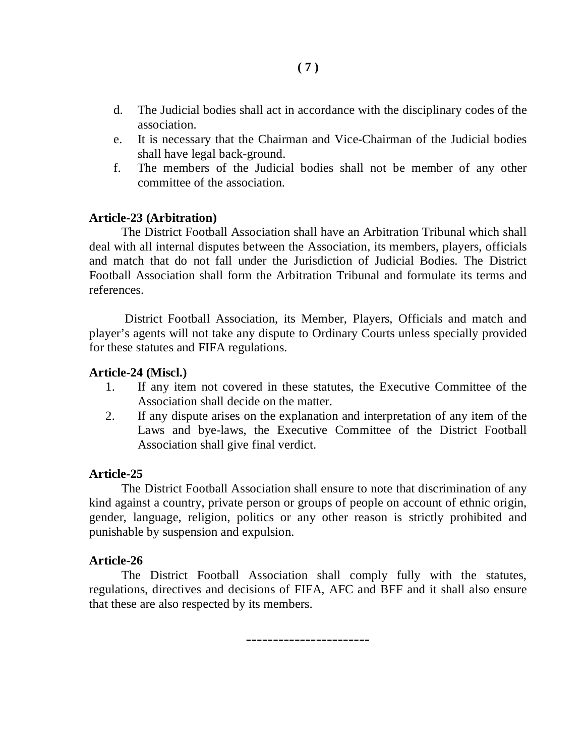d. The Judicial bodies shall act in accordance with the disciplinary codes of the association.
e. It is necessary that the Chairman and Vice-Chairman of the Judicial bodies shall have legal back-ground.
f. The members of the Judicial bodies shall not be member of any other committee of the association.

**Article-23 (Arbitration)**

The District Football Association shall have an Arbitration Tribunal which shall deal with all internal disputes between the Association, its members, players, officials and match that do not fall under the Jurisdiction of Judicial Bodies. The District Football Association shall form the Arbitration Tribunal and formulate its terms and references.

District Football Association, its Member, Players, Officials and match and player's agents will not take any dispute to Ordinary Courts unless specially provided for these statutes and FIFA regulations.

**Article-24 (Miscl.)**

1. If any item not covered in these statutes, the Executive Committee of the Association shall decide on the matter.
2. If any dispute arises on the explanation and interpretation of any item of the Laws and bye-laws, the Executive Committee of the District Football Association shall give final verdict.

**Article-25**

The District Football Association shall ensure to note that discrimination of any kind against a country, private person or groups of people on account of ethnic origin, gender, language, religion, politics or any other reason is strictly prohibited and punishable by suspension and expulsion.

**Article-26**

The District Football Association shall comply fully with the statutes, regulations, directives and decisions of FIFA, AFC and BFF and it shall also ensure that these are also respected by its members.

-----------------------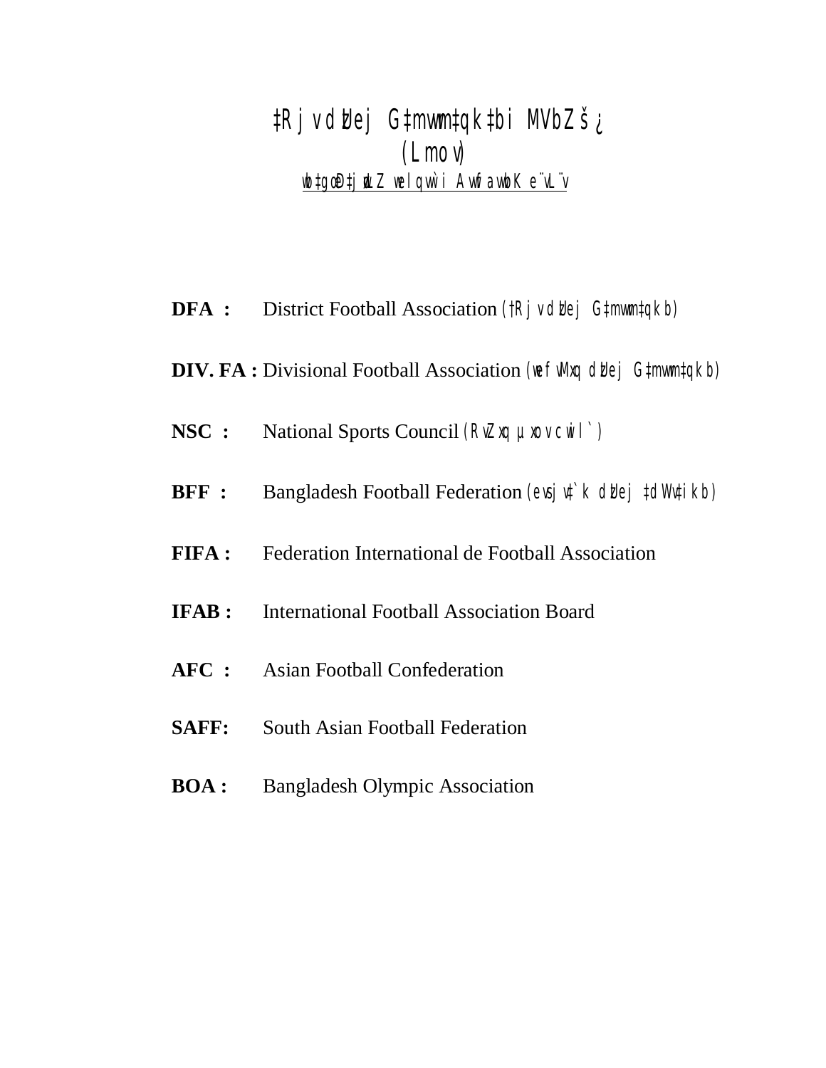# ‡Rjv dzUej G‡mvwm‡qk‡bi MVbZš¿

## (Lmov)

<u>wb‡g&œ ‡jL&‡j Z wel qvw`i AwfawbK e¨vL¨v</u>

**DFA :** District Football Association (†Rjv dzUej G‡mvwm‡qkb)

**DIV. FA :** Divisional Football Association (wefvMxq dzUej G‡mvwm‡qkb)

**NSC :** National Sports Council (RvZxq µxov cwil`)

**BFF :** Bangladesh Football Federation (evsjv‡`k dzUej ‡dWv‡ikb)

**FIFA :** Federation International de Football Association

**IFAB :** International Football Association Board

**AFC :** Asian Football Confederation

**SAFF:** South Asian Football Federation

**BOA :** Bangladesh Olympic Association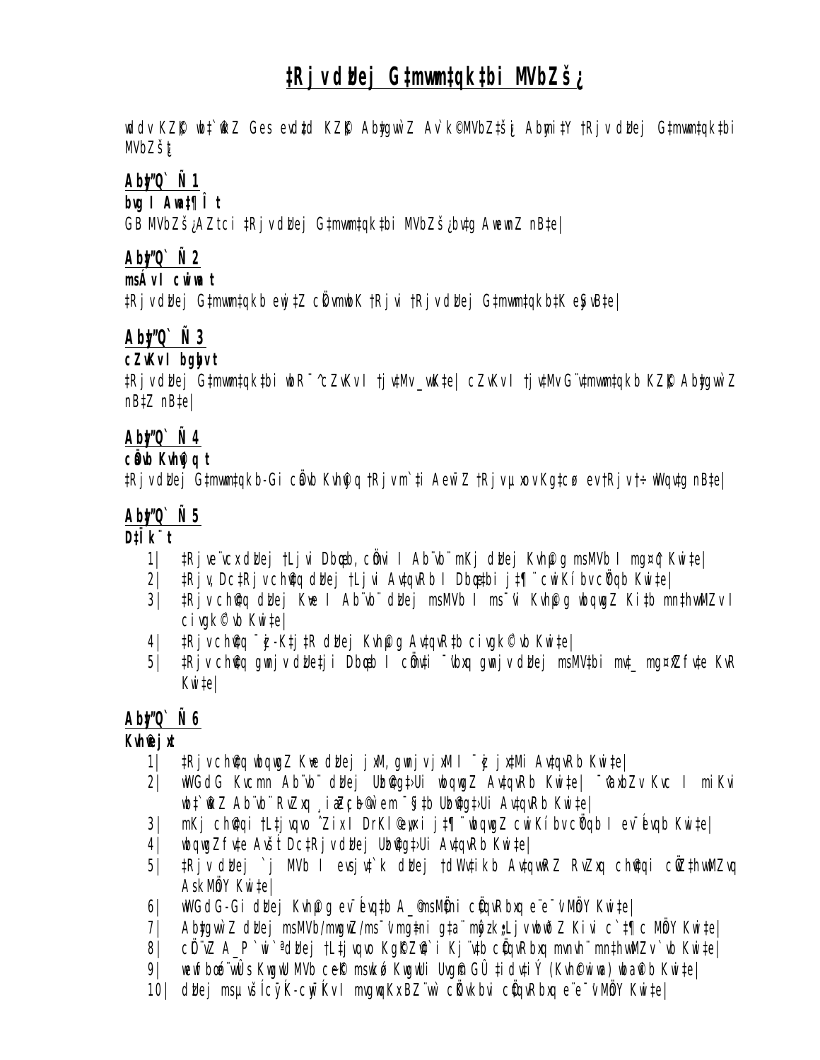# ‡Rjv dUej G‡mvwm‡qk‡bi MVbZš¿

wdfv KZ©„K wb‡`©wkZ Ges evdz‡d KZ©„K Abyg‡`vw`Z Av`k©MVbZ‡š¿i Abyi‡Y †Rjv dUej G‡mvwm‡qk‡bi MVbZš¿t

## Aby‡"Q` Ñ 1

**bvg I Awa‡¶Î t**

GB MVbZš¿AZtci ‡Rjv dUej G‡mvwm‡qk‡bi MVbZš¿bv‡g AwewnZ nB‡e|

## Aby‡"Q` Ñ 2

**msÁv I cwiwa t**

‡Rjv dUej G‡mvwm‡qkb ej‡Z cÖ‡Z¨K †Rjvi †Rjv dUej G‡mvwm‡qkb‡K eySvB‡e|

## Aby‡"Q` Ñ 3

**cZvKv I bgybv t**

‡Rjv dUej G‡mvwm‡qk‡bi wbR¯^ cZvKv I †jv‡Mv _vwK‡e| cZvKv I †jv‡Mv G¨v‡mvwm‡qkb KZ©„K Abyg‡`vw`Z nB‡Z nB‡e|

## Aby‡"Q` Ñ 4

**cÖavb Kvh©vjq t**

‡Rjv dUej G‡mvwm‡qkb-Gi cÖavb Kvh©vjq †Rjv m`‡i Aew¯'Z †Rjv µxov Kg‡cø· ev †Rjv †÷wWqv‡g nB‡e|

## Aby‡"Q` Ñ 5

**D‡Ïk¨ t**

1| ‡Rjve¨vcx dUej †Ljvi Dbœqb, cÖmvi I Ab¨vb¨ mKj dUej Kvh©µg msMVb I mg¤^q Kiv‡e|
2| ‡Rjv, Dc‡Rjv ch©v‡q dUej †Ljvi Av‡qvRb I Dbœq‡bi j‡¶¨ cwiKíbv cÖYqb Kiv‡e|
3| ‡Rjv ch©v‡q dUej Kvc I Ab¨vb¨ dUej msMVb I ms¯'vi Kvh©µg wbqwgZ Ki‡b mn‡hvwMZv I civgk© `vb Kiv‡e|
4| ‡Rjv ch©v‡q ¯‹zj-K‡jR dUej Kvh©µg Av‡qvR‡b civgk© `vb Kiv‡e|
5| ‡Rjv ch©v‡q gwnjv dU‡ji Dbœqb I cÖmv‡i ¯'vbxq gwnjv dUej msMV‡bi mv‡_ mg¤^q mvab KvR Kiv‡e|

## Aby‡"Q` Ñ 6

**Kvh©ejx t**

1| ‡Rjv ch©v‡q wbqwgZ Kvc dUej jxM, gwnjv jxM I ¯‹zj jx‡Mi Av‡qvRb Kiv‡e|
2| wWGdG Kvcmn Ab¨vb¨ dUej Uzb©v‡g›Ui wbqwgZ Av‡qvRb Kiv‡e| ¯'vbxZv Kvc I miKvi wb‡`©wkZ Ab¨vb¨ RvZxq ¸iæZ¡c~Y© w`em ¯§i‡b Uzb©v‡g›Ui Av‡qvRb Kiv‡e|
3| mKj ch©v‡qi †L‡jvqvo ˆZixi DrKl©Zvi j‡¶¨ wbqwgZ cwiKíbv cÖYqb ev¯Íevqb Kiv‡e|
4| wbqwgZfv‡e Aš—t Dc‡Rjv dUej Uzb©v‡g›Ui Av‡qvRb Kiv‡e|
5| ‡Rjv dUej `j MVb I evsjv‡`k dUej †dWv‡ik‡bi Av‡qvwRZ RvZxq ch©v‡qi cÖwZ‡hvwMZvq AskMÖnY Kiv‡e|
6| wWGdG-Gi dUej Kvh©µg ev¯Íevq‡b A_©msMÖ‡ni cÖ‡qvRbxq e¨e¯'v MÖnY Kiv‡e|
7| Abyg‡`vw`Z dUej msMVb/mvgwiK/ms¯'v mg‡ni g‡a¨ mš^q I †Ljvavy‡jvi Kiv‡Z c`‡¶c MÖnY Kiv‡e|
8| cÖ‡qvRb Ab~mv‡i ‡Rjv dUej †L‡jvqvo Kg©KZ©v`i Kj¨v‡b cÖ‡qvRbxq mvnvh¨ mn‡hvwMZv `vb Kiv‡e|
9| we‡fbœ `vZv ms¯'v Kw‡gwU MVb ce©K msM„nxZ Kw‡gwU Uvg©© GÛ †idvi‡iÝ (Kvh©wiwa) wba©vib Kiv‡e|
10| dUej msµvš— ¯'vbxq-cÖwZ‡hvMx mvgwqKxcÎ¨wa cÖKvkbvi cÖ‡qvRbxq e¨e¯'v MÖnY Kiv‡e|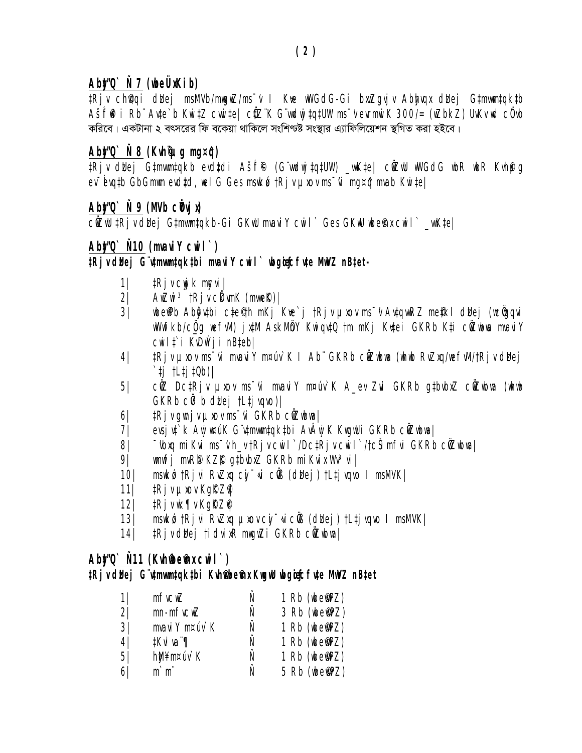## Aby"Q` Ñ 7 (wbeÜxKib)

‡Rjv ch©v‡qi dz‡Uej msMVb/mwgwZ/ms¯'v I Kve wdGdG-Gi bxwZgvjv Abyhvqx dz‡Uej G‡mvwm‡qk‡bi Aš—f©³i Rb¨ Av‡e`b Ki‡Z cvwi‡e| cÖwZ¨K G¨vwdwj‡q‡UW ms¯'vevrmwiK 300/= (wZbkZ) UvKv wd cÖ`vb করিবে। একটানা ২ বৎসরের ফি বকেয়া থাকিলে সংশিণ্টষ্ট সংস্থার এ্যাফিলিয়েশন স্থগিত করা হইবে।

## Aby"Q` Ñ 8 (Kvh©µg mg¤^q)

‡Rjv dz‡Uej G‡mvwm‡qk‡bi evwl©Ki Aš—f©³ (G¨vwdwj‡q‡UW) _vK‡e| cÖwZwU wdGdG wbR wbR Kvh©µg ev¯—evq‡b GbGmwm evwl©K, weI G Ges msw&kó ‡Rjv µxov ms¯'vi mg¤^q mvab Ki‡e|

## Aby"Q` Ñ 9 (MVb cÖYvjx)

cÖwZwU ‡Rjv dz‡Uej G‡mvwm‡qkb-Gi GKwU mvaviY cwil` Ges GKwU wbe©vnx cwil` _vK‡e|

## Aby"Q` Ñ10 (mvaviY cwil`)

**‡Rjv dz‡Uej G¨v‡mvwm‡qk‡bi mvaviY cwil` wbgœewY©f m`m¨ MwVZ n‡e-**

1| ‡Rjv cÖkvmK mfvcwZ|
2| AwZwi³ ‡Rjv cÖkvmK (mvwe©K)|
3| wbe©vPb Abyôv‡bi c‡e©i h mKj Kve`j ‡Rjv µxov ms¯'v Av‡qvwRZ me‡k¯l dz‡Uej (wcÖwgqvi wWwfkb/cÖ_g wefvM) jx‡M AskMÖnY Kwiqv‡Q †m mKj Kv‡ei GKRb K‡i cÖwZwbwa mvaviY cwil‡`i KvDwÝji n‡eb|
4| ‡Rjv µxov ms¯'vi mvaviY m¤úv`K I Ab¨ GKRb cÖwZwbwa (whwb RvZxq/wefvMxq/‡Rjv dz‡Uej `‡j †L‡j‡Qb)|
5| cÖwZ Dc‡Rjv µxov ms¯'vi mvaviY m¤úv`K A_ev Zvui GKRb g‡bvbxZ cÖwZwbwa (whwb GKRb cÖv³b dz‡Uej †L‡jvqvo)|
6| ‡Rjv gwnjv µxov ms¯'vi GKRb cÖwZwbwa|
7| evsjv‡`k Awjw¤úK G¨v‡mvwm‡qk‡bi AbÂwjK KwgwUi GKRb cÖwZwbwa|
8| ¯'vbxq miKvi ms¯'vh_v‡Rjv cwil`/Dc‡Rjv cwil`/‡cŠimfvi GKRb cÖwZwbwa|
9| wmwfj mvR©b KZ©„K g‡bvbxZ GKRb miKvix Wv³vi|
10| msw&kó ‡Rjvi RvZxq cyi¯‹vi cÖvß (dz‡Uej) †L‡jvqvo I msMVK|
11| ‡Rjv µxov Kg©KZ©v
12| ‡Rjv wk¶v Kg©KZ©v
13| msw&kó ‡Rjvi RvZxq µxov cyi¯‹vi cÖvß (dz‡Uej) †L‡jvqvo I msMVK|
14| ‡Rjv dz‡Uej †idvixR mwgwZi GKRb cÖwZwbwa|

## Aby"Q` Ñ11 (Kvh©wbe©vnx cwil`)

**‡Rjv dz‡Uej G¨v‡mvwm‡qk‡bi Kvh©wbe©vnx KwgwU wbgœewY©f m`m¨ MwVZ n‡e**

1| mfvcwZ Ñ 1 Rb (wbe©vPZ)
2| mn-mfvcwZ Ñ 3 Rb (wbe©vPZ)
3| mvaviY m¤úv`K Ñ 1 Rb (wbe©vPZ)
4| ‡Kvlva¨¶ Ñ 1 Rb (wbe©vPZ)
5| hyM¥m¤úv`K Ñ 1 Rb (wbe©vPZ)
6| m`m¨ Ñ 5 Rb (wbe©vPZ)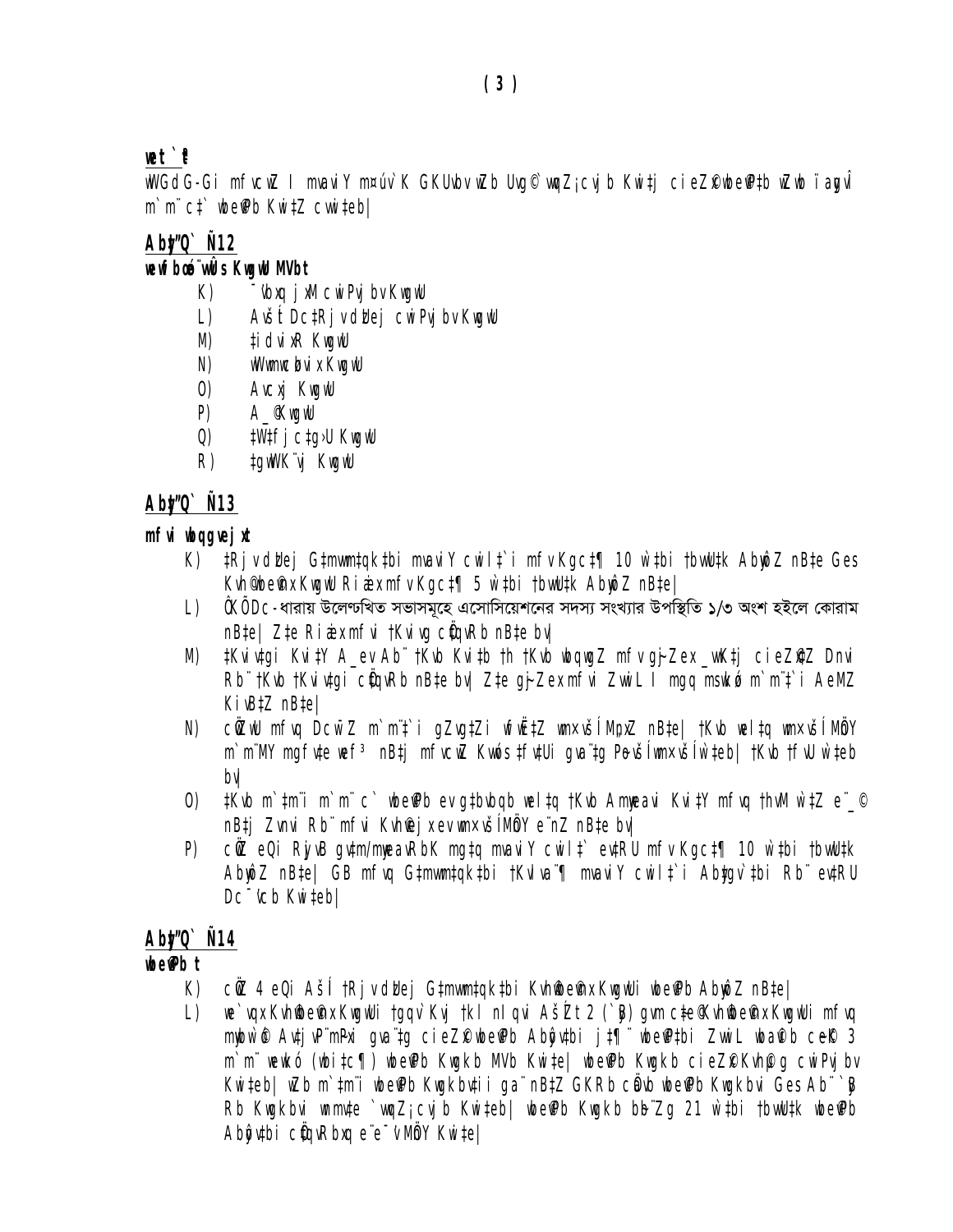**we` `ª**

wWGdG-Gi mfvcwZ I mvaviY m¤úv`K GKUvbv wZb Uvg© wbe©vPb Kwi‡j cieZx© wbe©vP‡b wZwb ïaygvÎ m`m¨ c‡` wbe©vPb Kwi‡Z cvwi‡eb|

## Aby‹Q` Ñ12

**wewfbœ ¯’vqx KwgwU MVb t**

- K) ¯^vbxq j¨vÛ cwiPvjbv KwgwU
- L) AvšÍ DcRj vdUej cwiPvjbv KwgwU
- M) ‡idvixR KwgwU
- N) wWwmwcbvix KwgwU
- O) Avcxj KwgwU
- P) A_© KwgwU
- Q) ‡W‡fjc‡g›U KwgwU
- R) ‡gwWK¨vj KwgwU

## Aby‹Q` Ñ13

**mfvi wbqgvejx**

- K) ‡Rjv dzUej G‡mvwm‡qk‡bi mvaviY cwil‡`i mfv Kgc‡¶ 10 w`‡bi †bvwU‡k Abyôv‡Z nB‡e Ges Kvh©wbe©vnx KwgwU Riæix mfv Kgc‡¶ 5 w`‡bi †bvwU‡k Abyôv‡Z nB‡e|
- L) ÔKÕ Dc-ধারায় উলেণ্টখিত সভাসমূহে এসোসিয়েশনের সদস্য সংখ্যার উপস্থিতি ১/৩ অংশ হইলে কোরাম nB‡e| Z‡e Riæix mfvi †Kvivg cÖ‡qvRb nB‡e bv|
- M) ‡Kvivg Kvi‡Y A_ev Ab¨ †Kvb Kvi‡b †h †Kvb wbqwgZ mfv gyjZex _vK‡j cieZx© Dnvi Rb¨ †Kvb †Kvivg cÖ‡qvRb nB‡e bv| Z‡e gyjZex mfvi ZvwiL I mgq msMwVZ m`m¨‡`i AeMZ Kiv‡Z nB‡e|
- N) cÖ‡Z¨K mfvq Dcw¯Z m`m¨‡`i gZvg‡Zi wfwË‡Z wm×vš— M„nxZ nB‡e| †Kvb wel‡q wm×vš— MÖn‡Y m`m¨M‡Yi mgfv‡e wef³ nB‡j mfvcwZ Kvwó‡s †fv‡Ui gva¨‡g P~ovš— wm×vš— w`‡eb| †Kvb †fvU w`‡eb bv|
- O) ‡Kvb m`‡m¨i m`m¨ c` wbe©vPb ev g‡bvbqb wel‡q †Kvb Awf‡hvM Kvi‡Y mfvq †hvMv`v‡b e¨_© nB‡j Zvnvi Rb¨ mfvi Kvh©µg¯’wMZ ev wm×vš— MÖnY e¨nZ nB‡e bv|
- P) cÖwZ eQi Rjy‡B gvm/mgvwß‡Z mgq mvaviY cwil‡` ev‡RU mfv Kgc‡¶ 10 w`‡bi †bvwU‡k Abyôv‡Z nB‡e| GB mfvq G‡mvwm‡qk‡bi †Kvlva¨¶ mvaviY cwil‡`i Aby‡gv`‡bi Rb¨ ev‡RU Dc¯’vcb Kwi‡eb|

## Aby‹Q` Ñ14

**wbe©vPb t**

- K) cÖwZ 4 eQi AšÍ‡i †Rjv dzUej G‡mvwm‡qk‡bi Kvh©wbe©vnx KwgwUi wbe©vPb Abyôv‡Z nB‡e|
- L) we`vqx Kvh©wbe©vnx KwgwUi †gqv` †kl nIqvi AšÍZt 2 (`yB) gvm c~‡e© Kvh©wbe©vnx KwgwUi mfvq mfvcwZ© Av‡jvPbv mv‡c‡¶ cieZx© wbe©vPb Abyôv‡bi j‡¶¨ wbe©vP‡bi ZvwiL wba©vib c~e©K 3 m`m¨ wewkó (wbi‡c¶) wbe©vPb Kwgkb MVb Kwi‡e| wbe©vPb Kwgkb cieZx© Kvh©µg cwiPvjbv Kwi‡eb| wZb m`‡m¨i wbe©vPb Kwgkb‡`i ga¨ nB‡Z GKRb cÖavb wbe©vPb Kwgkbvi Ges Ab¨ `yB Rb Kwgkbvi wnmv‡e `vwqZ¡cvjb Kwi‡eb| wbe©vPb Kwgkb bb¨Zg 21 w`‡bi †bvwU‡k wbe©vPb Abyôv‡bi cÖ‡qvRbxq e¨e¯’v MÖnY Kwi‡e|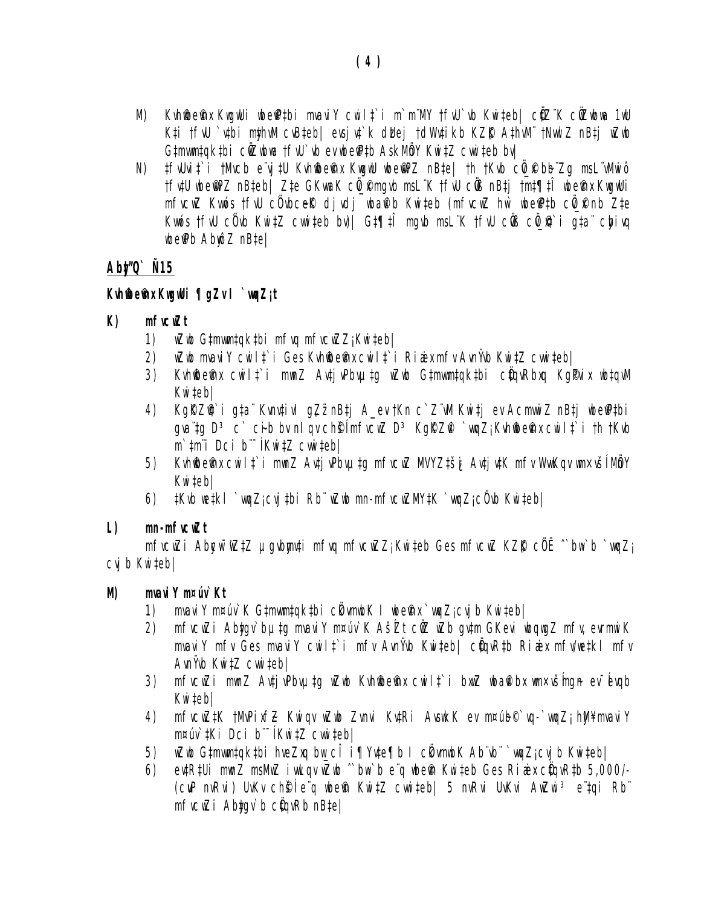M) Kvh©`e›`x KwgwUi wbe©vP‡bi mvaviY cwil‡`i m`m¨MY †fvU`vb Kwi‡eb| c`¨K cÖZ¨vkx 1wU K‡i †fvU `v‡bi my‡hvM cv‡eb| evsjv‡`k dzUej †dWv‡ik‡bi KZ©„K A‡hvM¨ †NvwlZ nB‡j wZwb G‡mvwm‡qk‡bi cÖZ¨vkx †fvU`v‡b ev wbe©vP‡b AskMÖY Kwi‡Z cvwi‡eb bv|

N) ‡fvUvi‡`i †Mvcb e¨vjU Kvh©`e›`x KwgwU wbe©vPZ nB‡e| †h †Kvb c`¨ cÖv_©xi msL¨vMwiô †fv‡U wbe©vPZ nB‡eb| Z‡e GKvwaK cÖv_©x mgvb msL¨K †fvU cÖvß nB‡j †m‡¶‡Î wbe©vPbx KwgwUi mfvcwZ Kvós †fvU cÖ`vb c~e©K djvdj †NvlYv Kwi‡eb (mfvcwZ hw` wbe©vP‡b cÖv_©x nb Z‡e Kvós †fvU cÖ`vb Kwi‡Z cvwi‡eb bv)| G‡¶‡Î mgvb msL¨K †fvU cÖvß cÖv_©x‡`i g‡a¨ cybivq wbe©vPb AbywôZ nB‡e|

## Aby‡”Q` Ñ15

### Kvh©`e›`x KwgwUi ¶gZv I `vwqZ¡t

**K) mfvcwZt**

1) wZwb G‡mvwm‡qk‡bi mfvq mfvcwZZ¡ Kwi‡eb|
2) wZwb mvaviY cwil‡`i Ges Kvh©`e›`x cwil‡`i Riæix mfv AvnŸvb Kwi‡Z cvwi‡eb|
3) Kvh©`e›`x cwil‡`i mwnZ Av‡jvPbv µ‡g wZwb G‡mvwm‡qk‡bi cÖ‡qvRbxq Kg©Pvix wb‡qvM Kwi‡eb|
4) KgK©Z©v‡`i g‡a¨ Kvh©e›Ub gZ‰`‡Zi ‡¶‡Î ev Kg©Pvix‡`i g‡a¨ KvwiMwi ev A_©‰bwZK ev Ab¨ †Kvb KviY we‡k‡l mfvcwZ D³ KgK©Z©v `vwqZ¡ Kvh©`e›`x cwil‡`i †h †Kvb m`‡m¨i Dci b¨¯Í Kwi‡Z cvwi‡eb|
5) Kvh©`e›`x cwil‡`i mwnZ Av‡jvPbv µ‡g mfvcwZ MVYZ‡š¿ Av‡jv‡K mfv WvKvi e¨e¯'v MÖnY Kwi‡eb|
6) ‡Kvb we‡kl `vwqZ¡cvj‡bi Rb¨ wZwb mn-mfvcwZMY‡K `vwqZ¡ cÖ`vb Kwi‡eb|

**L) mn-mfvcwZt**

mfvcwZi Abycw¯'wZ‡Z µgvbymv‡i mfvq mfvcwZZ¡ Kwi‡eb Ges mfvcwZ KZ©„K cÖË ˆ`bw›`b `vwqZ¡ cvjb Kwi‡eb|

**M) mvaviY m¤úv`Kt**

1) mvaviY m¤úv`K G‡mvwm‡qk‡bi cÖkvmwbK I wbe©vnx `vwqZ¡ cvjb Kwi‡eb|
2) mfvcwZi Abygv`b µ‡g mvaviY m¤úv`K AšÍZ cÖ‡Z¨K gv‡m GKevi wbqwgZ mfv, evrmwiK mvaviY mfv Ges mvaviY cwil‡`i mfv AvnŸvb Kwi‡eb| cÖ‡qvR‡b Riæix mfv/we‡kl mfv AvnŸvb Kwi‡Z cvwi‡eb|
3) mfvcwZi mwnZ Av‡jvPbv µ‡g wZwb Kvh©`e›`x cwil‡`i bxwZ wba©vibx e¨e¯'vmgn ev¯Íevqb Kwi‡eb|
4) mfvcwZ‡K †MvPixf~Z Kwiqv wZwb Zvnvi Kv‡Ri AvswkK ev m¤ú~b© `vq-`vwqZ¡ h_vh_ mvaviY m¤úv`‡Ki Dci b¨¯Í Kwi‡Z cvwi‡eb|
5) wZwb G‡mvwm‡qk‡bi hveZxq bw_cÎ i¶Yv‡e¶b I cÖkvmwbK Ab¨vb¨ `vwqZ¡ cvjb Kwi‡eb|
6) ev‡RU mwnZ msMwZ iwLqv wZwb ˆ`bw›`b e¨q wbe©vn Kwi‡eb Ges Riæix cÖ‡qvR‡b 5,000/- (cuvP nvRvi) UvKv ch©šÍ e¨q wbe©vn Kwi‡Z cvwi‡eb| 5 nvRvi UvKvi AwZwi³ e¨‡qi Rb¨ mfvcwZi Abygv`b cÖ‡qvRb nB‡e|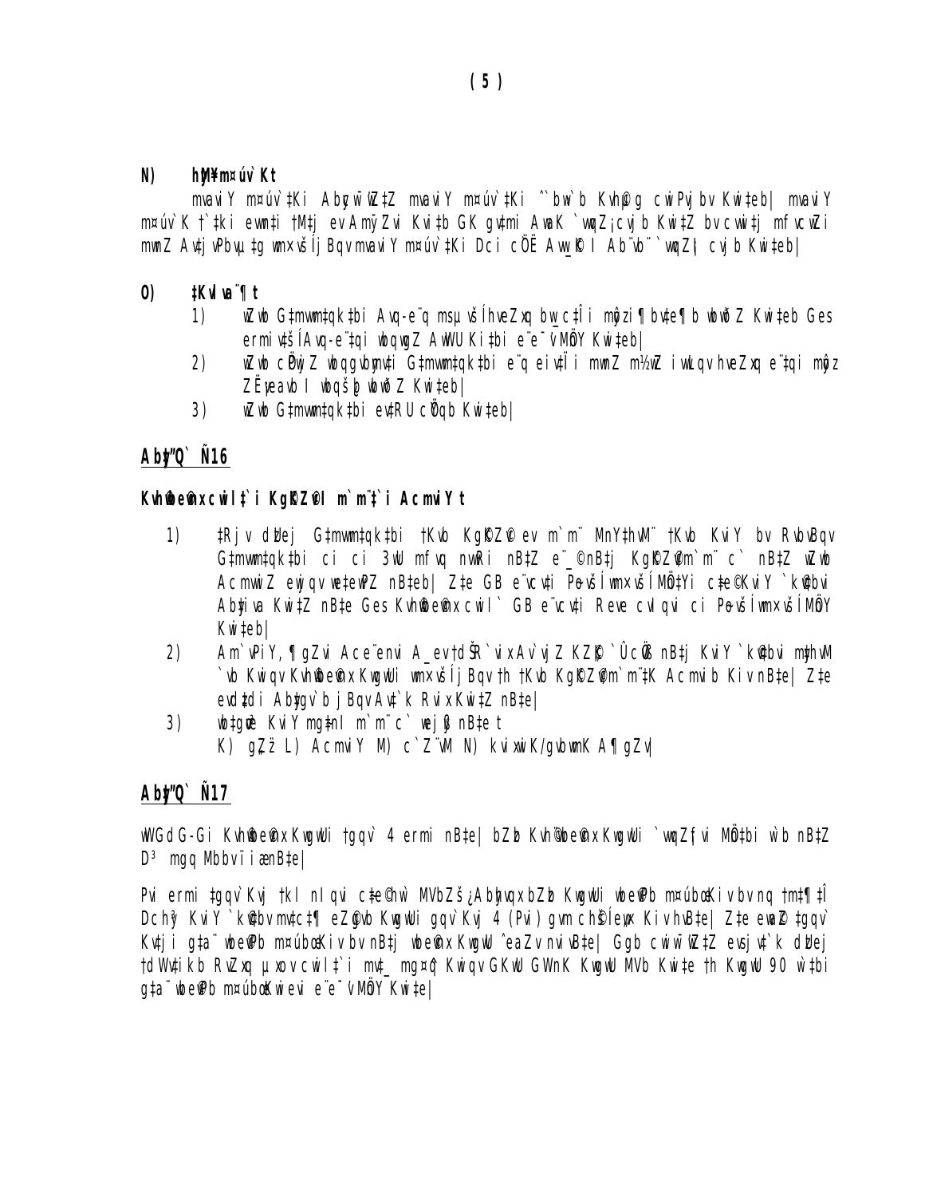**N) hŸ¥m¤úv`Kt**

mavaiY m¤úv`‡Ki Abycw¯'wZ‡Z mavaiY m¤úv`‡Ki ˆ`bw›`b Kvh©µg cwiPvjbv Kiv‡eb| mavaiY m¤úv`K †`‡ki evwn‡i †M‡j ev Amy¯’Zvi Kvi‡b GK gv‡mi AwaK `vwqZ¡ cvjb Ki‡Z bv cvwi‡j mfvcwZi mwnZ Av‡jvPbv µ‡g wmׇvšÍ ¸Bqv mavaiY m¤úv`‡Ki Dci cÖËÉ Aw_©K I Ab¨vb¨ `vwqZ¡ cvjb Kwi‡eb|

**O) ‡Kvlva¨¶t**

1) wZwb G‡mvwm‡qk‡bi Avq-e¨q msµvšÍ hveZxq bw_c‡Îi mÂzi ¶b‡e¶b wbwðZ Kwi‡eb Ges ermi wfwËK Avq-e¨‡qi wbqwgZ AwWU Ki‡bi e¨e¯’v MÖnY Kwi‡eb|

2) wZwb cÖwZ wbqgvbymv‡i G‡mvwm‡qk‡bi e¨q ei‡Ïi mwnZ m½wZ iwLqv hveZxq e¨‡qi mÂz ZËyeavb I wbqšÎb wbwðZ Kwi‡eb|

3) wZwb G‡mvwm‡qk‡bi ev‡RU cÖYqb Kwi‡eb|

## Aby‡"Q` Ñ16

### Kvh©wbe©vnx cwil‡`i KgK©ZvM©I m`m¨‡`i AcmviYt

1) ‡Rjv dUej G‡mvwm‡qk‡bi †Kvb KgK©Zv© ev m`m¨ MnY‡hvM¨ †Kvb KviY bv RvbvBqv G‡mvwm‡qk‡bi ci ci 3wU mfvq nvwRi nB‡Z e¨_© nB‡j KgK©ZvM©m`m¨ c` nB‡Z wZwb AcmvwiZ ewjqv we‡ewPZ nB‡eb| Z‡e GB e¨vcv‡i Pzovš—Íwmׇvší MÖn‡Yi c‡e©KviY `k©vbvi Abyiva Kiv‡Z nB‡e Ges Kvh©wbe©vnx cwil` GB e¨vcv‡i Reve cvIqvi ci Pzovš—Íwmׇvší MÖnY Kwi‡eb|

2) Am`vPiY, ¶gZvi Ace¨envi A_ev†dŠR`vix Av`vjZ KZ©„K `ÛcÖvß nB‡j KviY `k©vbvi myhvM `vb Kwiqv Kvh©wbe©vnx KwgwUi wmׇvšÍ¸Bqv †h †Kvb KgK©ZvM©m`m¨‡K Acmvib Kiv nB‡e| Z‡e evwZ‡ji Abyjgv`b j¸Bqv Av‡`k RvixKiv‡Z nB‡e|

3) wb‡gœv³ KviY mg~‡ni m`m¨ c` wej¸ß nB‡e t

K) g„Zz¨ L) AcmviY M) c`Z¨vM N) kvixwiK/gvbwmK A¶gZv|

## Aby‡"Q` Ñ17

wWGdG-Gi Kvh©wbe©vnx KwgwUi †gqv` 4 ermi nB‡e| bZzb Kvh©wbe©vnx KwgwUi `vwqZ¡fvi MÖn‡bi w`b nB‡Z D³ mgq MYbv ïiæ nB‡e|

Pvi ermi ‡gqv`Kvj †kl nIqvi c‡e©B wbe©vPb m¤úbœKiv bv nq †m‡¶‡Î Dchy³ KviY `k©vbvmv‡c‡¶ eZ©gvb KwgwUi gqv`Kvj 4 (Pvi) gvm ch©šÍ eyw× Kiv hvB‡e| Z‡e evwo‡ ‡gqv` Kv‡ji g‡a¨ wbe©vPb m¤úbœKiv bv nB‡j wbe©vnx KwgwU ˆeaZv nvivB‡e| Ggb cwiw¯'wZ‡Z evsjv‡`k dUej †dWv‡ikb RvZxq µxov cwil‡`i mv‡_ civ¤©k Kwiqv GKwU GWnK KwgwU MVb Kwi‡e †h KwgwU 90 w`‡bi g‡a¨ wbe©vPb m¤úbœKivi e¨e¯’v MÖnY Kwi‡e|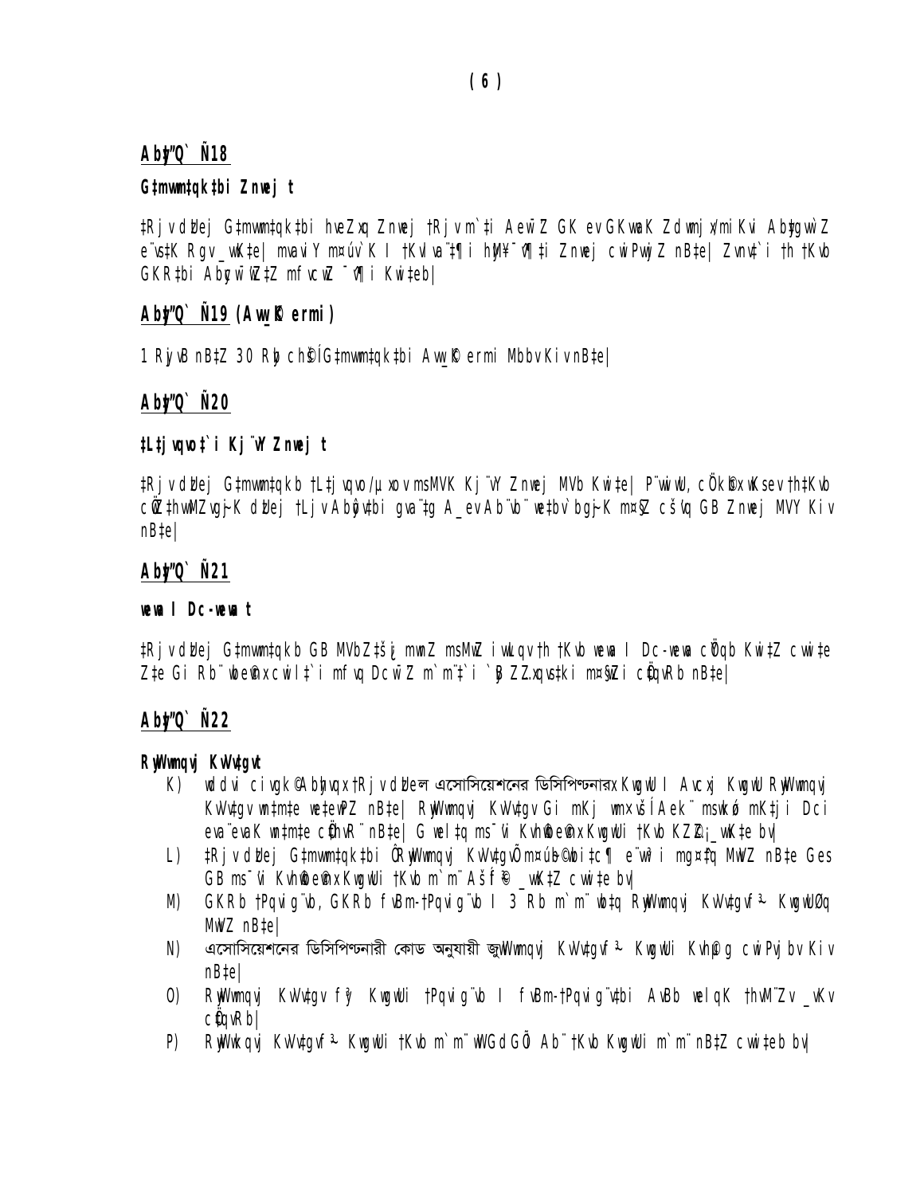## Abyl"Q` Ñ18

**G‡mvwm‡qk‡bi Znwej t**

‡Rjv dUej G‡mvwm‡qk‡bi hveZxq Znwej †Rjv m`‡i Aew¯Z GK ev GKwaK Zdwmjx¨mi Kvi Abygwì Z e¨vs‡K Rgv \_wK‡e| mvavi Y m¤úv`K I †KvlvaÿÿZ‡¶i hŠ¥¯ ^̂¶‡i Znwej cwiPvjbv nB‡e| Zvnv‡`i †h †Kvb GKR‡bi Abycw¯'wZ‡Z mfvcwZ ¯^̂¶i Kwi‡eb|

## Abyl"Q` Ñ19 (Aw\_©K ermi)

1 RyjvB nB‡Z 30 Rby ch©šÍ G‡mvwm‡qk‡bi Aw\_©K ermi MbbvKiv nB‡e|

## Abyl"Q` Ñ20

**‡L‡jvqvo‡`i Kj¨vY Znwej t**

‡Rjv dUej G‡mvwm‡qk‡b †L‡jvqvo/µxov msMVK Kj¨vY Znwej MVb Kwi‡e| P¨wiwU, cÖkÖ©xwKsev †h‡Kvb cÖZ‡hvwMZvgj~K dUej †Ljv Abywô‡bi gva¨‡g A\_ev Ab¨vb¨ we‡bv`bgj~K m¤§Z cšÎvq GB Znwej MVY Kiv nB‡e|

## Abyl"Q` Ñ21

**weva I Dc-wea t**

‡Rjv dUej G‡mvwm‡qk‡b GB MVbZ‡š¿ mwnZ msMwZ iwLqv †h †Kvb weva I Dc-wea cÖqb Kwi‡Z cwi‡e Z‡e Gi Rb¨ wbe©vnxcwil‡`i mfvq Dcw¯Z m`m¨‡`i `yB ZZxqvs‡ki m¤§wZi cÖ‡qvRb nB‡e|

## Abyl"Q` Ñ22

**RyWwmqvj KwU‡gvU**

K) wdd cixgk©Abhvqx †Rjv dUe‡ল এসোসিয়েশনের ডিসিপ্লিনারx KwgwU I Avcxj KwgwU RyWwmqvj KwU‡gv wn‡m‡e we‡ewPZ nB‡e| RyWwmqvj KwU‡gv Gi mKj wmxvšÍ Aek¨ msw¶ó mK‡ji Dci eva¨evaK wn‡m‡e cÖ‡hvR¨ nB‡e| G wel‡q ms¯'vi Kvh©we©vnx KwgwUi †Kvb KZ©Z¡\_vK‡e bv|

L) ‡Rjv dUej G‡mvwm‡qk‡bi ÔRyWwmqvj KwU‡gvÕ m¤úb©fvi‡c¶ e¨wš‹i mg¤^‡q MwVZ nB‡e Ges GB ms¯'vi Kvh©we©vnx KwgwUi †Kvb m`m¨ Ašf©³\_wK‡Z cwi‡e bv|

M) GKRb †Pqvig¨vb, GKRb fvBm-†Pqvig¨vb I 3 Rb m`m¨ wb‡q RyWwmqvj KwU‡gvf³ KwgwUØq MwVZ nB‡e|

N) এসোসিয়েশনের ডিসিপ্লিনারী কোড অনুযায়ী জুWwmqvj KwU‡gvf³ KwgwUi Kvh©µg cwiPvjbv Kiv nB‡e|

O) RyWwmqvj KwU‡gv fy³ KwgwUi †Pqvig¨vb I fvBm-†Pqvig¨v‡bi AvBb welqK †hvM¨Zv \_vKv cÖ‡qvRb|

P) RyWwkqvj KwU‡gvf³ KwgwUi †Kvb m`m¨ wdGdGÕ Ab¨ †Kvb KwgwUi m`m¨ nB‡Z cwi‡eb bv|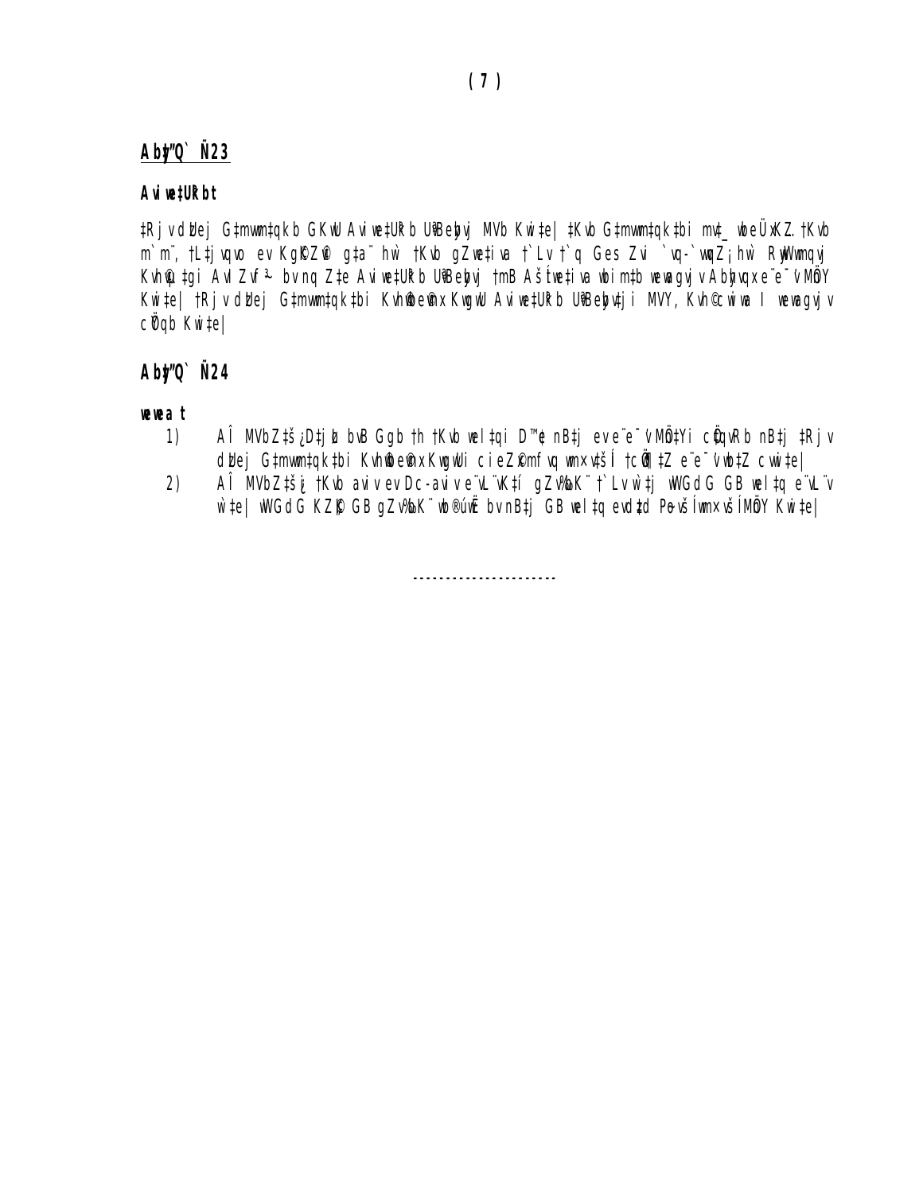## Aby"Q` Ñ23

**AvireţUŘbt**

‡Rjv dUej G‡mvwm‡qk‡b GKwU AvireţUŘb U¨Beyvj MVb Kiv ‡e| ‡Kvb G‡mvwm‡qk‡bi mv‡_ wbeÜxKZ ‡Kvb m`m¨, †L‡jvqvo ev KgKZ©v g‡a¨ hw` †Kvb gZ‡ei‡iva †`Lv †`q Ges Zvi `vq-`vwqZ¡ hw` RvZxq Kvh©¨ ‡gi AvIZvf~³ bv nq Z‡e AvireţUŘb U¨Beyvj †mB Aš‡ei‡iva wbim‡b wewagyjv Abyhvqx e¨e¯'v MÖnY Kiv ‡e| †Rjv dUej G‡mvwm‡qk‡bi Kvh©wbe©vnx KwgwU AvireţUŘb U¨Beyv‡ji MVY, Kvh©cwiwa I wewagyjv cÖYqb Kiv ‡e|

## Aby"Q` Ñ24

**wewea t**

1) AÎ MVbZ‡š¿ D‡jøL bvB Ggb †h †Kvb wel‡qi D™¢e nB‡j eve¨e¯'v MÖn‡Yi cÖ‡qvRb nB‡j ‡Rjv dUej G‡mvwm‡qk‡bi Kvh©wbe©vnx KwgwUi cieZ©x mfvq wmxv‡šÍ †cÖiY ‡Z e¨e¯'v ‡Z cvi‡e|

2) AÎ MVbZ‡š¿ †Kvb avivi evDc-avivi e¨vL¨vK‡í gZ‡fÏ †`Lv w`‡j wWGdG GB wel‡q e¨vL¨v w`‡e| wWGdG KZ©…K GB gZ‡fÏ wb®úwË bv nB‡j GB wel‡q evdd Pevš—Íwmxvš—ÍMÖnY Kiv ‡e|

---